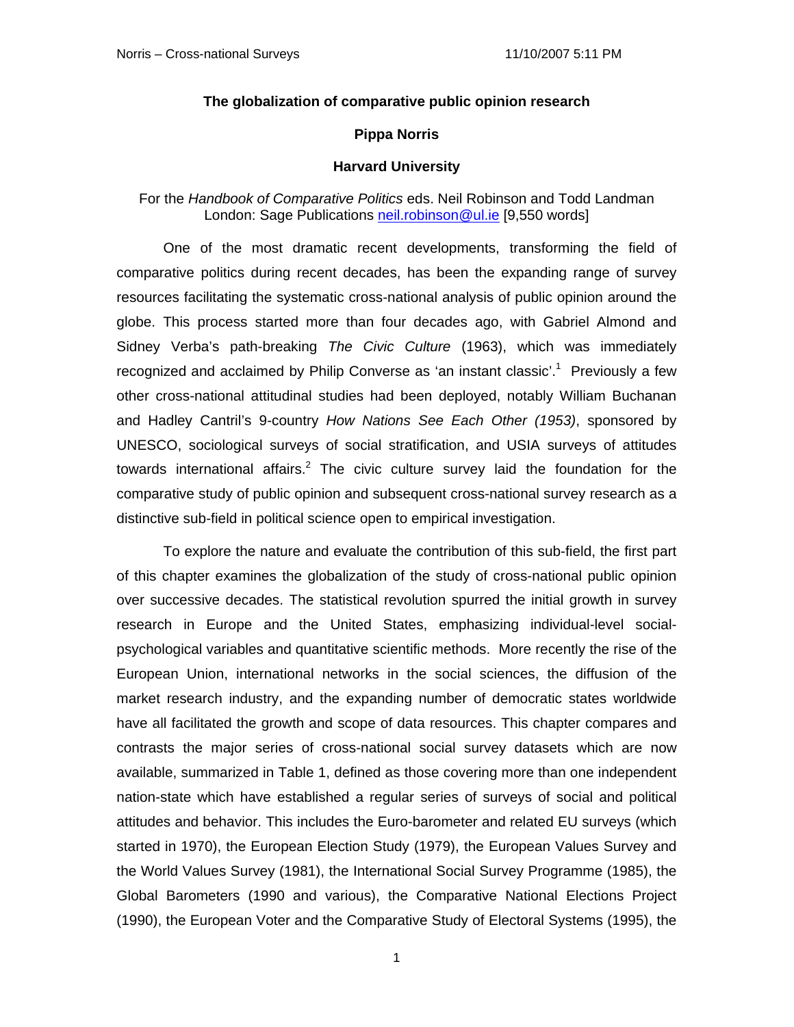**The globalization of comparative public opinion research**

**Pippa Norris**

**Harvard University**

For the *Handbook of Comparative Politics* eds. Neil Robinson and Todd Landman London: Sage Publications neil.robinson@ul.ie [9,550 words]

One of the most dramatic recent developments, transforming the field of comparative politics during recent decades, has been the expanding range of survey resources facilitating the systematic cross-national analysis of public opinion around the globe. This process started more than four decades ago, with Gabriel Almond and Sidney Verba's path-breaking *The Civic Culture* (1963), which was immediately recognized and acclaimed by Philip Converse as 'an instant classic'.[1] Previously a few other cross-national attitudinal studies had been deployed, notably William Buchanan and Hadley Cantril's 9-country *How Nations See Each Other (1953)*, sponsored by UNESCO, sociological surveys of social stratification, and USIA surveys of attitudes towards international affairs.[2] The civic culture survey laid the foundation for the comparative study of public opinion and subsequent cross-national survey research as a distinctive sub-field in political science open to empirical investigation.

To explore the nature and evaluate the contribution of this sub-field, the first part of this chapter examines the globalization of the study of cross-national public opinion over successive decades. The statistical revolution spurred the initial growth in survey research in Europe and the United States, emphasizing individual-level social-psychological variables and quantitative scientific methods. More recently the rise of the European Union, international networks in the social sciences, the diffusion of the market research industry, and the expanding number of democratic states worldwide have all facilitated the growth and scope of data resources. This chapter compares and contrasts the major series of cross-national social survey datasets which are now available, summarized in Table 1, defined as those covering more than one independent nation-state which have established a regular series of surveys of social and political attitudes and behavior. This includes the Euro-barometer and related EU surveys (which started in 1970), the European Election Study (1979), the European Values Survey and the World Values Survey (1981), the International Social Survey Programme (1985), the Global Barometers (1990 and various), the Comparative National Elections Project (1990), the European Voter and the Comparative Study of Electoral Systems (1995), the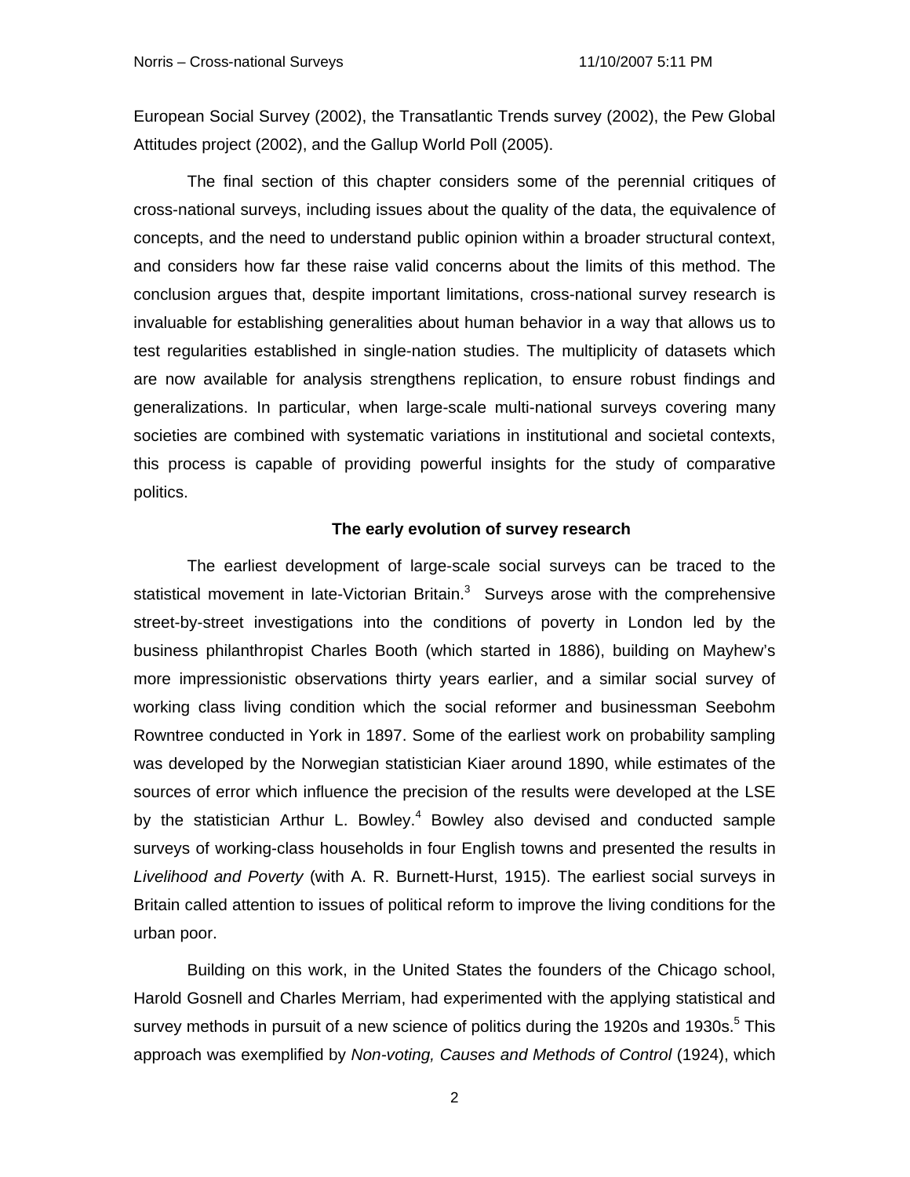European Social Survey (2002), the Transatlantic Trends survey (2002), the Pew Global Attitudes project (2002), and the Gallup World Poll (2005).

The final section of this chapter considers some of the perennial critiques of cross-national surveys, including issues about the quality of the data, the equivalence of concepts, and the need to understand public opinion within a broader structural context, and considers how far these raise valid concerns about the limits of this method. The conclusion argues that, despite important limitations, cross-national survey research is invaluable for establishing generalities about human behavior in a way that allows us to test regularities established in single-nation studies. The multiplicity of datasets which are now available for analysis strengthens replication, to ensure robust findings and generalizations. In particular, when large-scale multi-national surveys covering many societies are combined with systematic variations in institutional and societal contexts, this process is capable of providing powerful insights for the study of comparative politics.

### The early evolution of survey research

The earliest development of large-scale social surveys can be traced to the statistical movement in late-Victorian Britain.[3] Surveys arose with the comprehensive street-by-street investigations into the conditions of poverty in London led by the business philanthropist Charles Booth (which started in 1886), building on Mayhew's more impressionistic observations thirty years earlier, and a similar social survey of working class living condition which the social reformer and businessman Seebohm Rowntree conducted in York in 1897. Some of the earliest work on probability sampling was developed by the Norwegian statistician Kiaer around 1890, while estimates of the sources of error which influence the precision of the results were developed at the LSE by the statistician Arthur L. Bowley.[4] Bowley also devised and conducted sample surveys of working-class households in four English towns and presented the results in *Livelihood and Poverty* (with A. R. Burnett-Hurst, 1915). The earliest social surveys in Britain called attention to issues of political reform to improve the living conditions for the urban poor.

Building on this work, in the United States the founders of the Chicago school, Harold Gosnell and Charles Merriam, had experimented with the applying statistical and survey methods in pursuit of a new science of politics during the 1920s and 1930s.[5] This approach was exemplified by *Non-voting, Causes and Methods of Control* (1924), which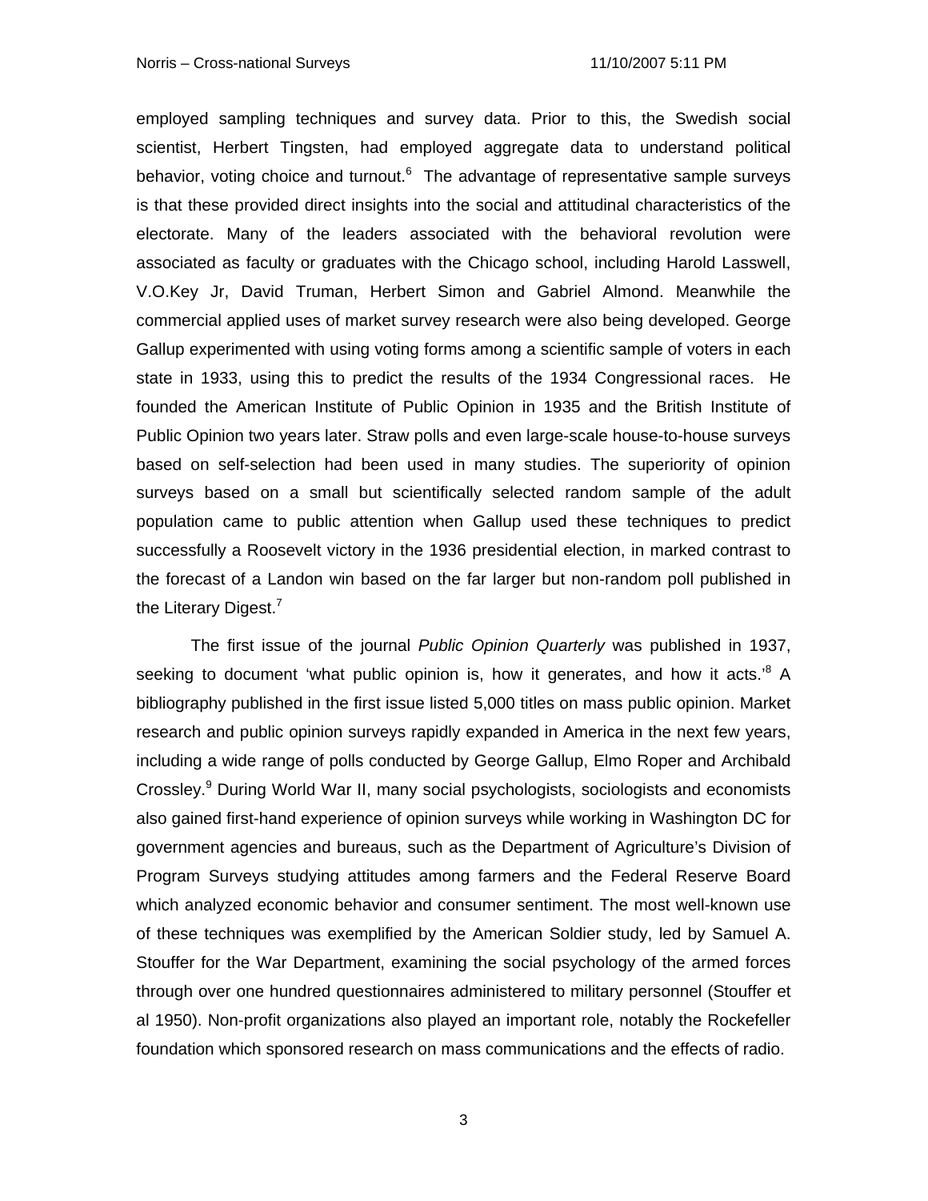employed sampling techniques and survey data. Prior to this, the Swedish social scientist, Herbert Tingsten, had employed aggregate data to understand political behavior, voting choice and turnout.[6] The advantage of representative sample surveys is that these provided direct insights into the social and attitudinal characteristics of the electorate. Many of the leaders associated with the behavioral revolution were associated as faculty or graduates with the Chicago school, including Harold Lasswell, V.O.Key Jr, David Truman, Herbert Simon and Gabriel Almond. Meanwhile the commercial applied uses of market survey research were also being developed. George Gallup experimented with using voting forms among a scientific sample of voters in each state in 1933, using this to predict the results of the 1934 Congressional races. He founded the American Institute of Public Opinion in 1935 and the British Institute of Public Opinion two years later. Straw polls and even large-scale house-to-house surveys based on self-selection had been used in many studies. The superiority of opinion surveys based on a small but scientifically selected random sample of the adult population came to public attention when Gallup used these techniques to predict successfully a Roosevelt victory in the 1936 presidential election, in marked contrast to the forecast of a Landon win based on the far larger but non-random poll published in the Literary Digest.[7]

The first issue of the journal *Public Opinion Quarterly* was published in 1937, seeking to document 'what public opinion is, how it generates, and how it acts.'[8] A bibliography published in the first issue listed 5,000 titles on mass public opinion. Market research and public opinion surveys rapidly expanded in America in the next few years, including a wide range of polls conducted by George Gallup, Elmo Roper and Archibald Crossley.[9] During World War II, many social psychologists, sociologists and economists also gained first-hand experience of opinion surveys while working in Washington DC for government agencies and bureaus, such as the Department of Agriculture's Division of Program Surveys studying attitudes among farmers and the Federal Reserve Board which analyzed economic behavior and consumer sentiment. The most well-known use of these techniques was exemplified by the American Soldier study, led by Samuel A. Stouffer for the War Department, examining the social psychology of the armed forces through over one hundred questionnaires administered to military personnel (Stouffer et al 1950). Non-profit organizations also played an important role, notably the Rockefeller foundation which sponsored research on mass communications and the effects of radio.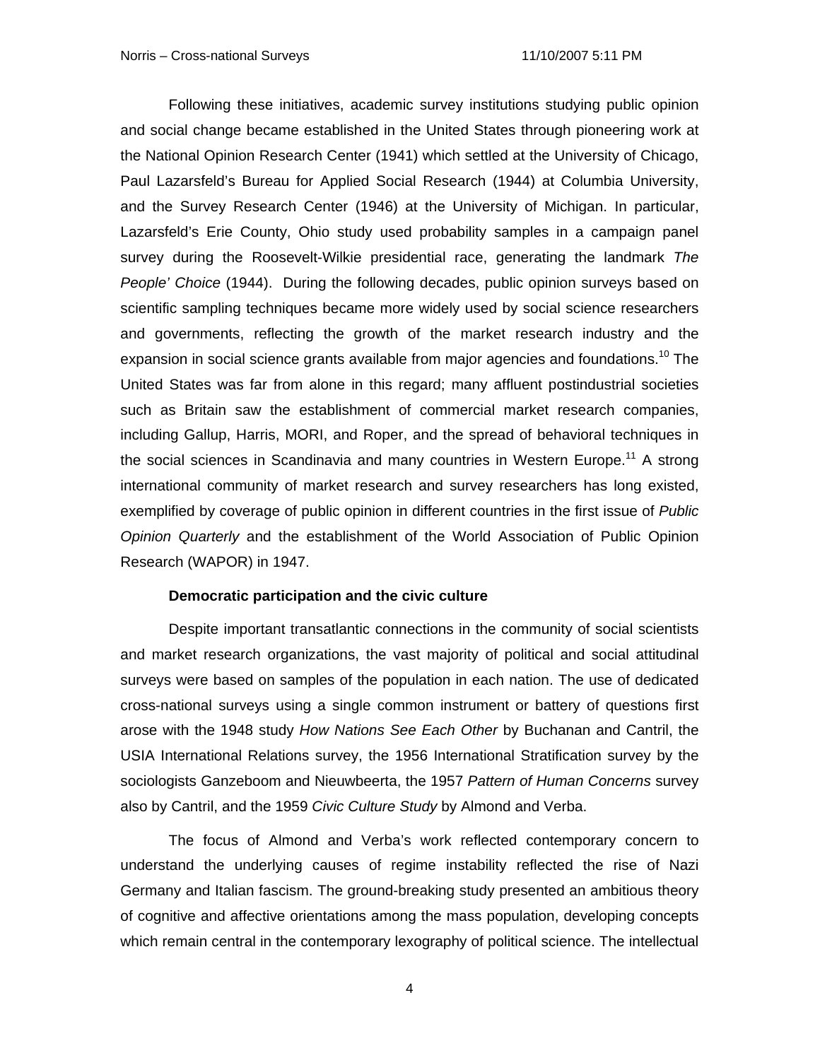Following these initiatives, academic survey institutions studying public opinion and social change became established in the United States through pioneering work at the National Opinion Research Center (1941) which settled at the University of Chicago, Paul Lazarsfeld's Bureau for Applied Social Research (1944) at Columbia University, and the Survey Research Center (1946) at the University of Michigan. In particular, Lazarsfeld's Erie County, Ohio study used probability samples in a campaign panel survey during the Roosevelt-Wilkie presidential race, generating the landmark *The People' Choice* (1944). During the following decades, public opinion surveys based on scientific sampling techniques became more widely used by social science researchers and governments, reflecting the growth of the market research industry and the expansion in social science grants available from major agencies and foundations.[10] The United States was far from alone in this regard; many affluent postindustrial societies such as Britain saw the establishment of commercial market research companies, including Gallup, Harris, MORI, and Roper, and the spread of behavioral techniques in the social sciences in Scandinavia and many countries in Western Europe.[11] A strong international community of market research and survey researchers has long existed, exemplified by coverage of public opinion in different countries in the first issue of *Public Opinion Quarterly* and the establishment of the World Association of Public Opinion Research (WAPOR) in 1947.

**Democratic participation and the civic culture**

Despite important transatlantic connections in the community of social scientists and market research organizations, the vast majority of political and social attitudinal surveys were based on samples of the population in each nation. The use of dedicated cross-national surveys using a single common instrument or battery of questions first arose with the 1948 study *How Nations See Each Other* by Buchanan and Cantril, the USIA International Relations survey, the 1956 International Stratification survey by the sociologists Ganzeboom and Nieuwbeerta, the 1957 *Pattern of Human Concerns* survey also by Cantril, and the 1959 *Civic Culture Study* by Almond and Verba.

The focus of Almond and Verba's work reflected contemporary concern to understand the underlying causes of regime instability reflected the rise of Nazi Germany and Italian fascism. The ground-breaking study presented an ambitious theory of cognitive and affective orientations among the mass population, developing concepts which remain central in the contemporary lexography of political science. The intellectual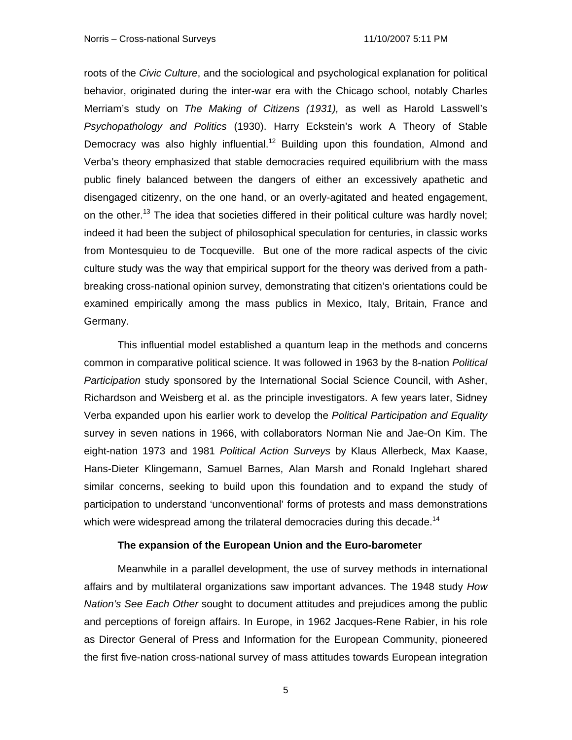roots of the *Civic Culture*, and the sociological and psychological explanation for political behavior, originated during the inter-war era with the Chicago school, notably Charles Merriam's study on *The Making of Citizens (1931),* as well as Harold Lasswell's *Psychopathology and Politics* (1930). Harry Eckstein's work A Theory of Stable Democracy was also highly influential.[12] Building upon this foundation, Almond and Verba's theory emphasized that stable democracies required equilibrium with the mass public finely balanced between the dangers of either an excessively apathetic and disengaged citizenry, on the one hand, or an overly-agitated and heated engagement, on the other.[13] The idea that societies differed in their political culture was hardly novel; indeed it had been the subject of philosophical speculation for centuries, in classic works from Montesquieu to de Tocqueville. But one of the more radical aspects of the civic culture study was the way that empirical support for the theory was derived from a path-breaking cross-national opinion survey, demonstrating that citizen's orientations could be examined empirically among the mass publics in Mexico, Italy, Britain, France and Germany.

This influential model established a quantum leap in the methods and concerns common in comparative political science. It was followed in 1963 by the 8-nation *Political Participation* study sponsored by the International Social Science Council, with Asher, Richardson and Weisberg et al. as the principle investigators. A few years later, Sidney Verba expanded upon his earlier work to develop the *Political Participation and Equality* survey in seven nations in 1966, with collaborators Norman Nie and Jae-On Kim. The eight-nation 1973 and 1981 *Political Action Surveys* by Klaus Allerbeck, Max Kaase, Hans-Dieter Klingemann, Samuel Barnes, Alan Marsh and Ronald Inglehart shared similar concerns, seeking to build upon this foundation and to expand the study of participation to understand 'unconventional' forms of protests and mass demonstrations which were widespread among the trilateral democracies during this decade.[14]

**The expansion of the European Union and the Euro-barometer**

Meanwhile in a parallel development, the use of survey methods in international affairs and by multilateral organizations saw important advances. The 1948 study *How Nation's See Each Other* sought to document attitudes and prejudices among the public and perceptions of foreign affairs. In Europe, in 1962 Jacques-Rene Rabier, in his role as Director General of Press and Information for the European Community, pioneered the first five-nation cross-national survey of mass attitudes towards European integration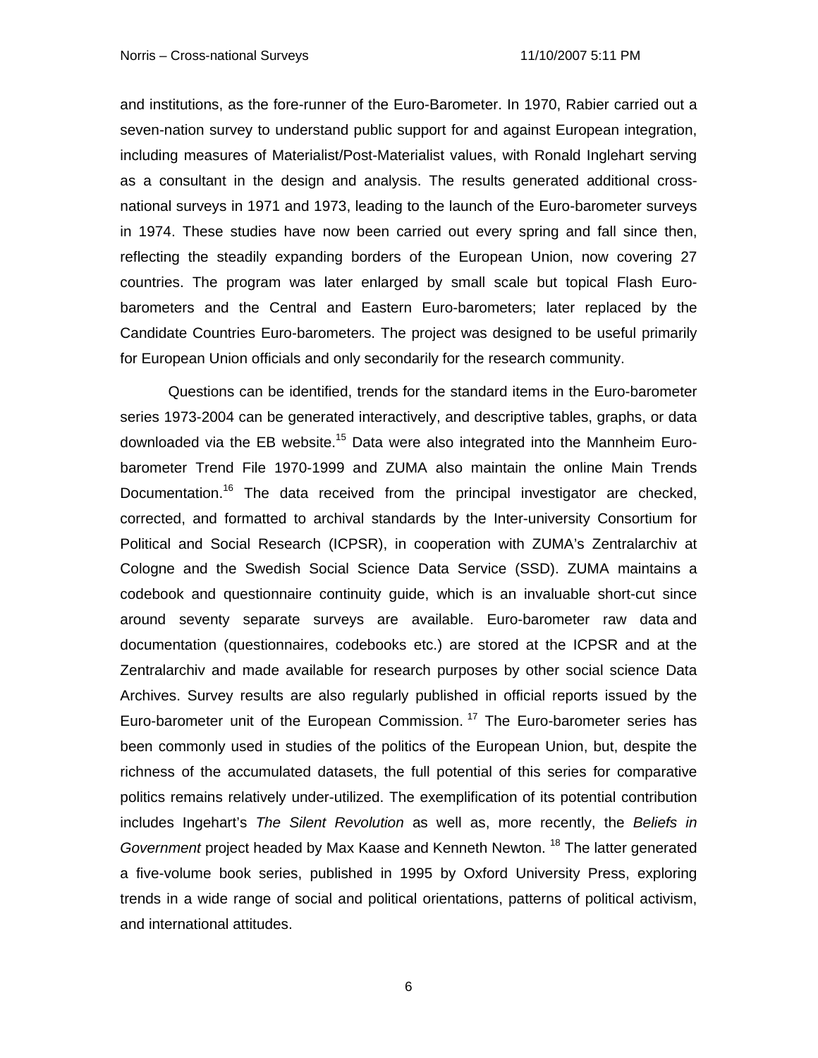and institutions, as the fore-runner of the Euro-Barometer. In 1970, Rabier carried out a seven-nation survey to understand public support for and against European integration, including measures of Materialist/Post-Materialist values, with Ronald Inglehart serving as a consultant in the design and analysis. The results generated additional cross-national surveys in 1971 and 1973, leading to the launch of the Euro-barometer surveys in 1974. These studies have now been carried out every spring and fall since then, reflecting the steadily expanding borders of the European Union, now covering 27 countries. The program was later enlarged by small scale but topical Flash Euro-barometers and the Central and Eastern Euro-barometers; later replaced by the Candidate Countries Euro-barometers. The project was designed to be useful primarily for European Union officials and only secondarily for the research community.

Questions can be identified, trends for the standard items in the Euro-barometer series 1973-2004 can be generated interactively, and descriptive tables, graphs, or data downloaded via the EB website.[15] Data were also integrated into the Mannheim Euro-barometer Trend File 1970-1999 and ZUMA also maintain the online Main Trends Documentation.[16] The data received from the principal investigator are checked, corrected, and formatted to archival standards by the Inter-university Consortium for Political and Social Research (ICPSR), in cooperation with ZUMA's Zentralarchiv at Cologne and the Swedish Social Science Data Service (SSD). ZUMA maintains a codebook and questionnaire continuity guide, which is an invaluable short-cut since around seventy separate surveys are available. Euro-barometer raw data and documentation (questionnaires, codebooks etc.) are stored at the ICPSR and at the Zentralarchiv and made available for research purposes by other social science Data Archives. Survey results are also regularly published in official reports issued by the Euro-barometer unit of the European Commission.[17] The Euro-barometer series has been commonly used in studies of the politics of the European Union, but, despite the richness of the accumulated datasets, the full potential of this series for comparative politics remains relatively under-utilized. The exemplification of its potential contribution includes Ingehart's *The Silent Revolution* as well as, more recently, the *Beliefs in Government* project headed by Max Kaase and Kenneth Newton.[18] The latter generated a five-volume book series, published in 1995 by Oxford University Press, exploring trends in a wide range of social and political orientations, patterns of political activism, and international attitudes.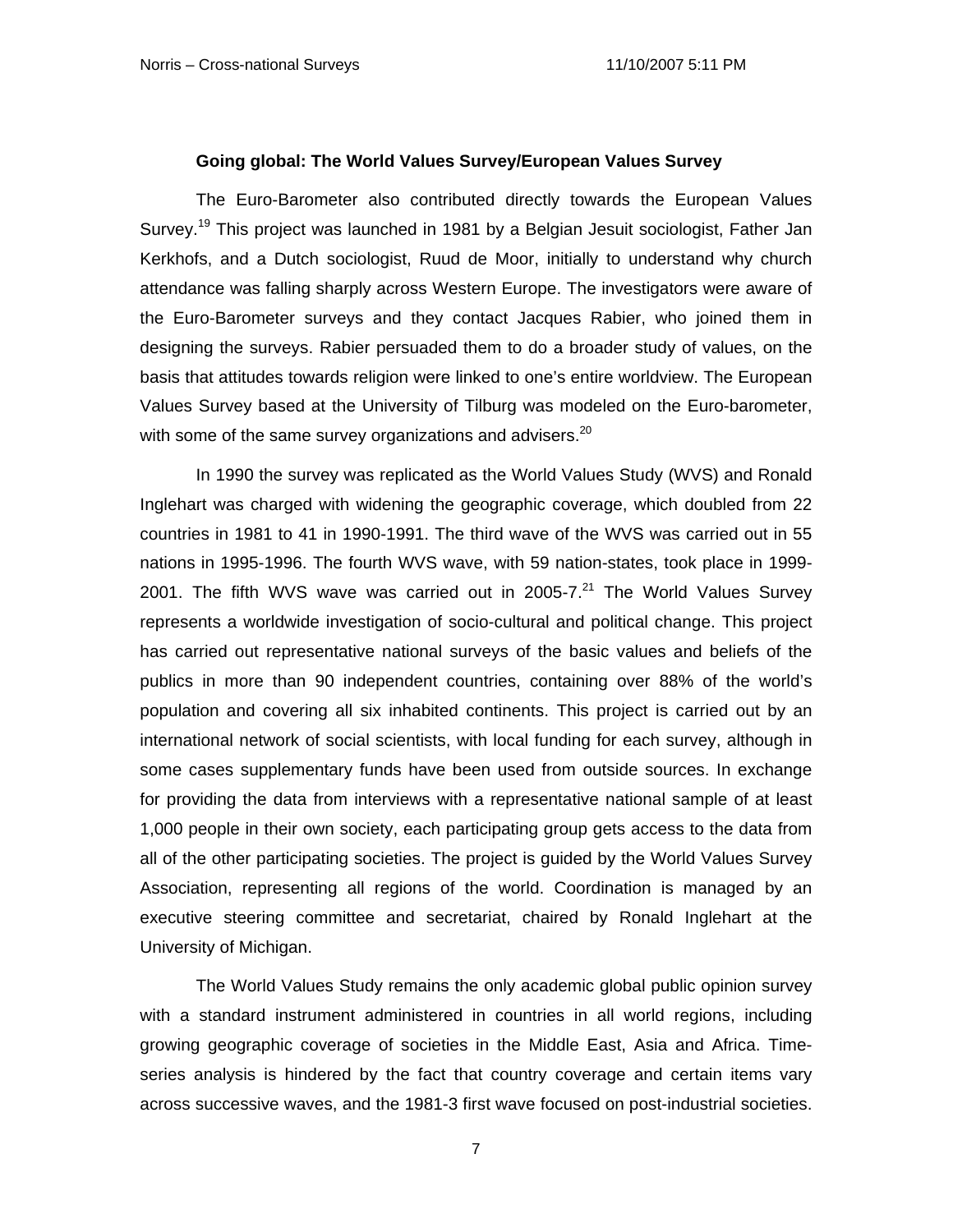### Going global: The World Values Survey/European Values Survey

The Euro-Barometer also contributed directly towards the European Values Survey.[19] This project was launched in 1981 by a Belgian Jesuit sociologist, Father Jan Kerkhofs, and a Dutch sociologist, Ruud de Moor, initially to understand why church attendance was falling sharply across Western Europe. The investigators were aware of the Euro-Barometer surveys and they contact Jacques Rabier, who joined them in designing the surveys. Rabier persuaded them to do a broader study of values, on the basis that attitudes towards religion were linked to one's entire worldview. The European Values Survey based at the University of Tilburg was modeled on the Euro-barometer, with some of the same survey organizations and advisers.[20]

In 1990 the survey was replicated as the World Values Study (WVS) and Ronald Inglehart was charged with widening the geographic coverage, which doubled from 22 countries in 1981 to 41 in 1990-1991. The third wave of the WVS was carried out in 55 nations in 1995-1996. The fourth WVS wave, with 59 nation-states, took place in 1999-2001. The fifth WVS wave was carried out in 2005-7.[21] The World Values Survey represents a worldwide investigation of socio-cultural and political change. This project has carried out representative national surveys of the basic values and beliefs of the publics in more than 90 independent countries, containing over 88% of the world's population and covering all six inhabited continents. This project is carried out by an international network of social scientists, with local funding for each survey, although in some cases supplementary funds have been used from outside sources. In exchange for providing the data from interviews with a representative national sample of at least 1,000 people in their own society, each participating group gets access to the data from all of the other participating societies. The project is guided by the World Values Survey Association, representing all regions of the world. Coordination is managed by an executive steering committee and secretariat, chaired by Ronald Inglehart at the University of Michigan.

The World Values Study remains the only academic global public opinion survey with a standard instrument administered in countries in all world regions, including growing geographic coverage of societies in the Middle East, Asia and Africa. Time-series analysis is hindered by the fact that country coverage and certain items vary across successive waves, and the 1981-3 first wave focused on post-industrial societies.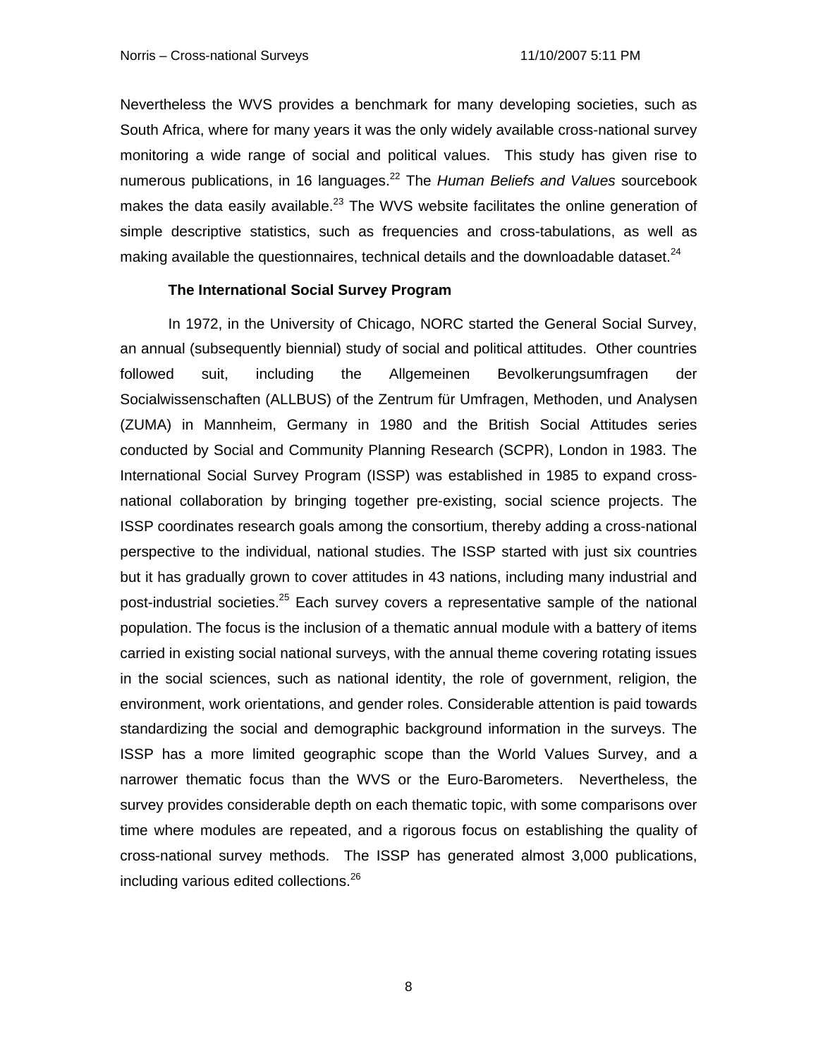Nevertheless the WVS provides a benchmark for many developing societies, such as South Africa, where for many years it was the only widely available cross-national survey monitoring a wide range of social and political values. This study has given rise to numerous publications, in 16 languages.[22] The *Human Beliefs and Values* sourcebook makes the data easily available.[23] The WVS website facilitates the online generation of simple descriptive statistics, such as frequencies and cross-tabulations, as well as making available the questionnaires, technical details and the downloadable dataset.[24]

**The International Social Survey Program**

In 1972, in the University of Chicago, NORC started the General Social Survey, an annual (subsequently biennial) study of social and political attitudes. Other countries followed suit, including the Allgemeinen Bevolkerungsumfragen der Socialwissenschaften (ALLBUS) of the Zentrum für Umfragen, Methoden, und Analysen (ZUMA) in Mannheim, Germany in 1980 and the British Social Attitudes series conducted by Social and Community Planning Research (SCPR), London in 1983. The International Social Survey Program (ISSP) was established in 1985 to expand cross-national collaboration by bringing together pre-existing, social science projects. The ISSP coordinates research goals among the consortium, thereby adding a cross-national perspective to the individual, national studies. The ISSP started with just six countries but it has gradually grown to cover attitudes in 43 nations, including many industrial and post-industrial societies.[25] Each survey covers a representative sample of the national population. The focus is the inclusion of a thematic annual module with a battery of items carried in existing social national surveys, with the annual theme covering rotating issues in the social sciences, such as national identity, the role of government, religion, the environment, work orientations, and gender roles. Considerable attention is paid towards standardizing the social and demographic background information in the surveys. The ISSP has a more limited geographic scope than the World Values Survey, and a narrower thematic focus than the WVS or the Euro-Barometers. Nevertheless, the survey provides considerable depth on each thematic topic, with some comparisons over time where modules are repeated, and a rigorous focus on establishing the quality of cross-national survey methods. The ISSP has generated almost 3,000 publications, including various edited collections.[26]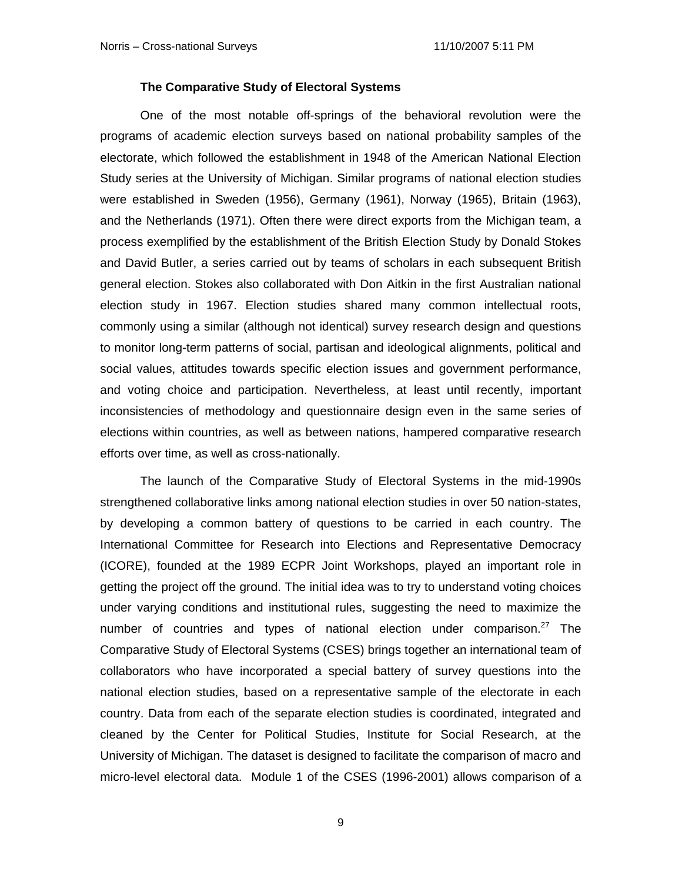### The Comparative Study of Electoral Systems

One of the most notable off-springs of the behavioral revolution were the programs of academic election surveys based on national probability samples of the electorate, which followed the establishment in 1948 of the American National Election Study series at the University of Michigan. Similar programs of national election studies were established in Sweden (1956), Germany (1961), Norway (1965), Britain (1963), and the Netherlands (1971). Often there were direct exports from the Michigan team, a process exemplified by the establishment of the British Election Study by Donald Stokes and David Butler, a series carried out by teams of scholars in each subsequent British general election. Stokes also collaborated with Don Aitkin in the first Australian national election study in 1967. Election studies shared many common intellectual roots, commonly using a similar (although not identical) survey research design and questions to monitor long-term patterns of social, partisan and ideological alignments, political and social values, attitudes towards specific election issues and government performance, and voting choice and participation. Nevertheless, at least until recently, important inconsistencies of methodology and questionnaire design even in the same series of elections within countries, as well as between nations, hampered comparative research efforts over time, as well as cross-nationally.

The launch of the Comparative Study of Electoral Systems in the mid-1990s strengthened collaborative links among national election studies in over 50 nation-states, by developing a common battery of questions to be carried in each country. The International Committee for Research into Elections and Representative Democracy (ICORE), founded at the 1989 ECPR Joint Workshops, played an important role in getting the project off the ground. The initial idea was to try to understand voting choices under varying conditions and institutional rules, suggesting the need to maximize the number of countries and types of national election under comparison.[27] The Comparative Study of Electoral Systems (CSES) brings together an international team of collaborators who have incorporated a special battery of survey questions into the national election studies, based on a representative sample of the electorate in each country. Data from each of the separate election studies is coordinated, integrated and cleaned by the Center for Political Studies, Institute for Social Research, at the University of Michigan. The dataset is designed to facilitate the comparison of macro and micro-level electoral data. Module 1 of the CSES (1996-2001) allows comparison of a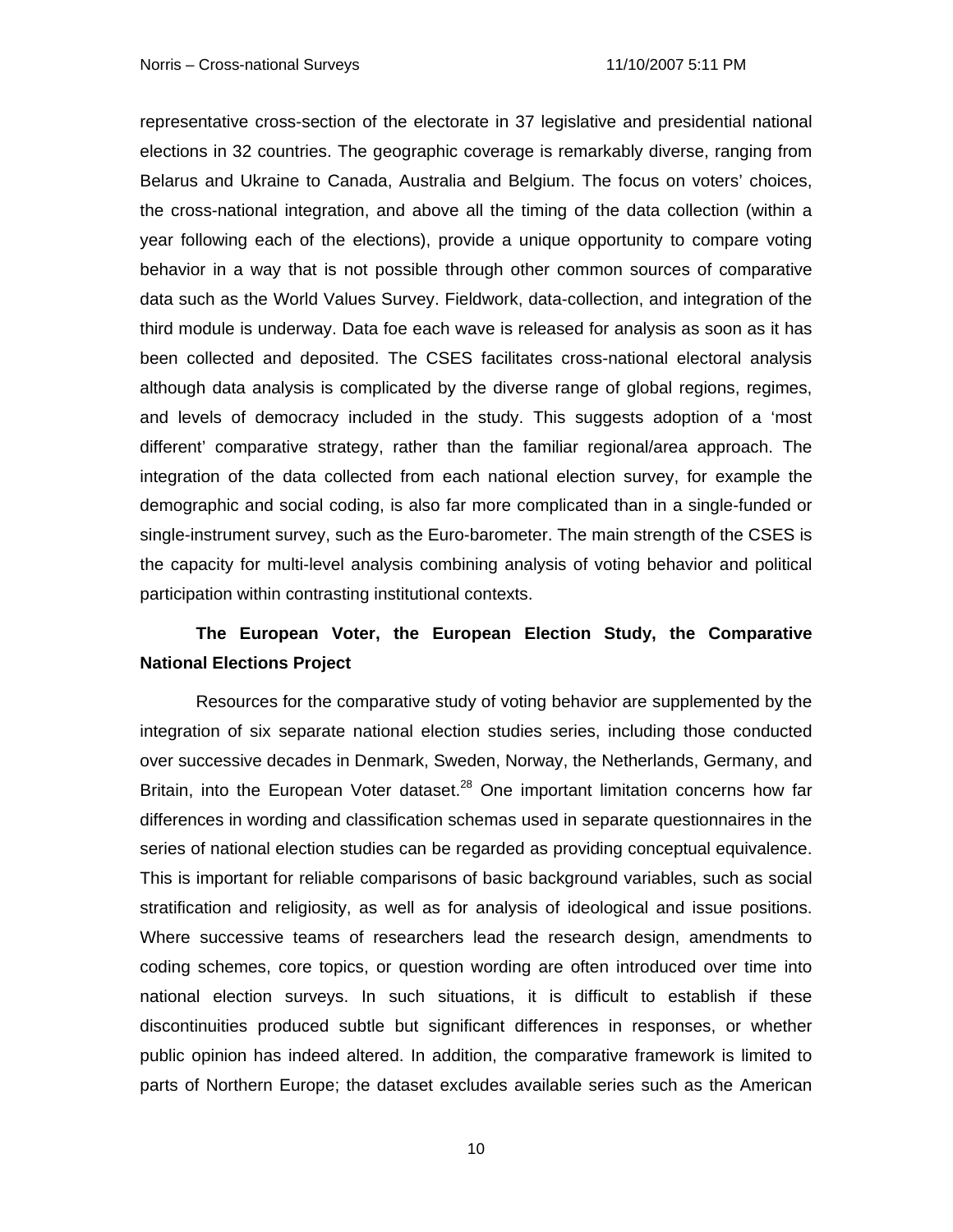representative cross-section of the electorate in 37 legislative and presidential national elections in 32 countries. The geographic coverage is remarkably diverse, ranging from Belarus and Ukraine to Canada, Australia and Belgium. The focus on voters' choices, the cross-national integration, and above all the timing of the data collection (within a year following each of the elections), provide a unique opportunity to compare voting behavior in a way that is not possible through other common sources of comparative data such as the World Values Survey. Fieldwork, data-collection, and integration of the third module is underway. Data foe each wave is released for analysis as soon as it has been collected and deposited. The CSES facilitates cross-national electoral analysis although data analysis is complicated by the diverse range of global regions, regimes, and levels of democracy included in the study. This suggests adoption of a 'most different' comparative strategy, rather than the familiar regional/area approach. The integration of the data collected from each national election survey, for example the demographic and social coding, is also far more complicated than in a single-funded or single-instrument survey, such as the Euro-barometer. The main strength of the CSES is the capacity for multi-level analysis combining analysis of voting behavior and political participation within contrasting institutional contexts.

### The European Voter, the European Election Study, the Comparative National Elections Project

Resources for the comparative study of voting behavior are supplemented by the integration of six separate national election studies series, including those conducted over successive decades in Denmark, Sweden, Norway, the Netherlands, Germany, and Britain, into the European Voter dataset.[28] One important limitation concerns how far differences in wording and classification schemas used in separate questionnaires in the series of national election studies can be regarded as providing conceptual equivalence. This is important for reliable comparisons of basic background variables, such as social stratification and religiosity, as well as for analysis of ideological and issue positions. Where successive teams of researchers lead the research design, amendments to coding schemes, core topics, or question wording are often introduced over time into national election surveys. In such situations, it is difficult to establish if these discontinuities produced subtle but significant differences in responses, or whether public opinion has indeed altered. In addition, the comparative framework is limited to parts of Northern Europe; the dataset excludes available series such as the American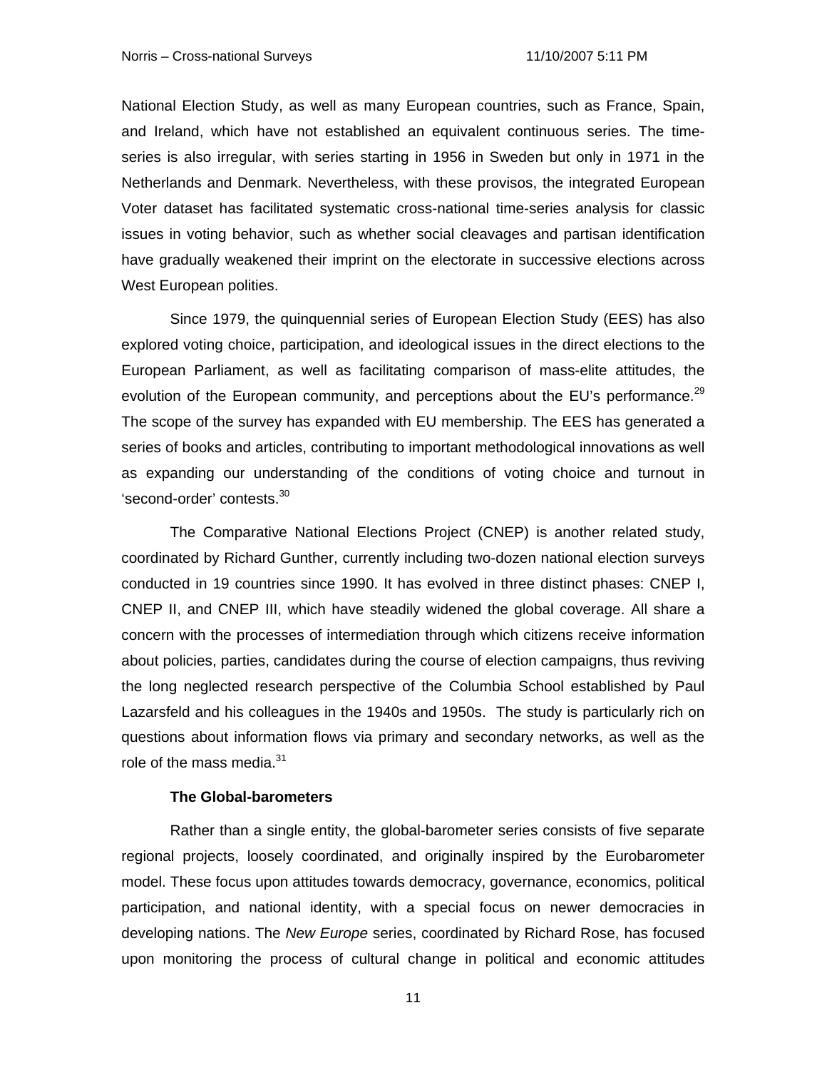National Election Study, as well as many European countries, such as France, Spain, and Ireland, which have not established an equivalent continuous series. The time-series is also irregular, with series starting in 1956 in Sweden but only in 1971 in the Netherlands and Denmark. Nevertheless, with these provisos, the integrated European Voter dataset has facilitated systematic cross-national time-series analysis for classic issues in voting behavior, such as whether social cleavages and partisan identification have gradually weakened their imprint on the electorate in successive elections across West European polities.

Since 1979, the quinquennial series of European Election Study (EES) has also explored voting choice, participation, and ideological issues in the direct elections to the European Parliament, as well as facilitating comparison of mass-elite attitudes, the evolution of the European community, and perceptions about the EU's performance.[29] The scope of the survey has expanded with EU membership. The EES has generated a series of books and articles, contributing to important methodological innovations as well as expanding our understanding of the conditions of voting choice and turnout in 'second-order' contests.[30]

The Comparative National Elections Project (CNEP) is another related study, coordinated by Richard Gunther, currently including two-dozen national election surveys conducted in 19 countries since 1990. It has evolved in three distinct phases: CNEP I, CNEP II, and CNEP III, which have steadily widened the global coverage. All share a concern with the processes of intermediation through which citizens receive information about policies, parties, candidates during the course of election campaigns, thus reviving the long neglected research perspective of the Columbia School established by Paul Lazarsfeld and his colleagues in the 1940s and 1950s. The study is particularly rich on questions about information flows via primary and secondary networks, as well as the role of the mass media.[31]

### The Global-barometers

Rather than a single entity, the global-barometer series consists of five separate regional projects, loosely coordinated, and originally inspired by the Eurobarometer model. These focus upon attitudes towards democracy, governance, economics, political participation, and national identity, with a special focus on newer democracies in developing nations. The *New Europe* series, coordinated by Richard Rose, has focused upon monitoring the process of cultural change in political and economic attitudes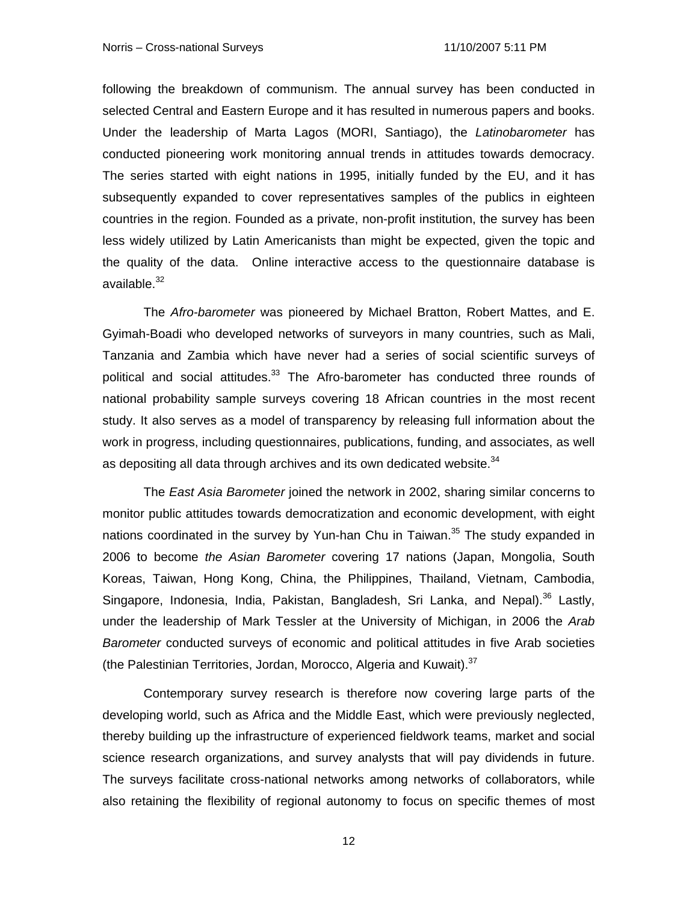following the breakdown of communism. The annual survey has been conducted in selected Central and Eastern Europe and it has resulted in numerous papers and books. Under the leadership of Marta Lagos (MORI, Santiago), the *Latinobarometer* has conducted pioneering work monitoring annual trends in attitudes towards democracy. The series started with eight nations in 1995, initially funded by the EU, and it has subsequently expanded to cover representatives samples of the publics in eighteen countries in the region. Founded as a private, non-profit institution, the survey has been less widely utilized by Latin Americanists than might be expected, given the topic and the quality of the data. Online interactive access to the questionnaire database is available.[32]

The *Afro-barometer* was pioneered by Michael Bratton, Robert Mattes, and E. Gyimah-Boadi who developed networks of surveyors in many countries, such as Mali, Tanzania and Zambia which have never had a series of social scientific surveys of political and social attitudes.[33] The Afro-barometer has conducted three rounds of national probability sample surveys covering 18 African countries in the most recent study. It also serves as a model of transparency by releasing full information about the work in progress, including questionnaires, publications, funding, and associates, as well as depositing all data through archives and its own dedicated website.[34]

The *East Asia Barometer* joined the network in 2002, sharing similar concerns to monitor public attitudes towards democratization and economic development, with eight nations coordinated in the survey by Yun-han Chu in Taiwan.[35] The study expanded in 2006 to become *the Asian Barometer* covering 17 nations (Japan, Mongolia, South Koreas, Taiwan, Hong Kong, China, the Philippines, Thailand, Vietnam, Cambodia, Singapore, Indonesia, India, Pakistan, Bangladesh, Sri Lanka, and Nepal).[36] Lastly, under the leadership of Mark Tessler at the University of Michigan, in 2006 the *Arab Barometer* conducted surveys of economic and political attitudes in five Arab societies (the Palestinian Territories, Jordan, Morocco, Algeria and Kuwait).[37]

Contemporary survey research is therefore now covering large parts of the developing world, such as Africa and the Middle East, which were previously neglected, thereby building up the infrastructure of experienced fieldwork teams, market and social science research organizations, and survey analysts that will pay dividends in future. The surveys facilitate cross-national networks among networks of collaborators, while also retaining the flexibility of regional autonomy to focus on specific themes of most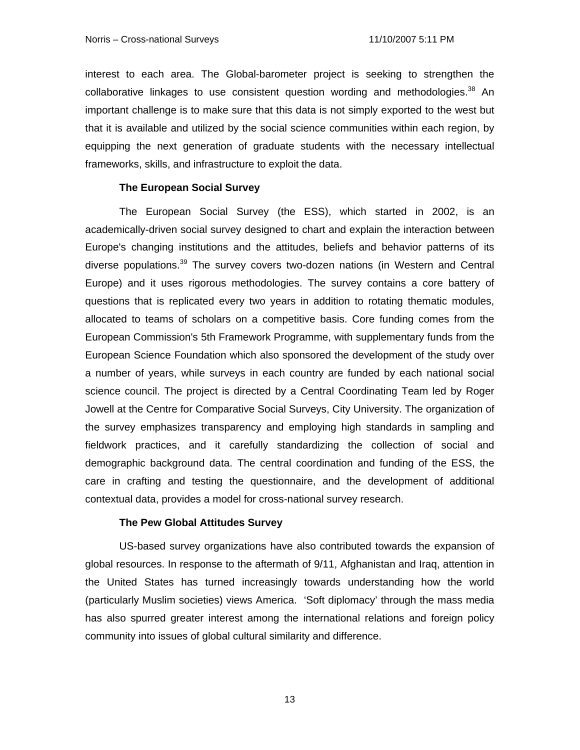interest to each area. The Global-barometer project is seeking to strengthen the collaborative linkages to use consistent question wording and methodologies.[38] An important challenge is to make sure that this data is not simply exported to the west but that it is available and utilized by the social science communities within each region, by equipping the next generation of graduate students with the necessary intellectual frameworks, skills, and infrastructure to exploit the data.

### The European Social Survey

The European Social Survey (the ESS), which started in 2002, is an academically-driven social survey designed to chart and explain the interaction between Europe's changing institutions and the attitudes, beliefs and behavior patterns of its diverse populations.[39] The survey covers two-dozen nations (in Western and Central Europe) and it uses rigorous methodologies. The survey contains a core battery of questions that is replicated every two years in addition to rotating thematic modules, allocated to teams of scholars on a competitive basis. Core funding comes from the European Commission's 5th Framework Programme, with supplementary funds from the European Science Foundation which also sponsored the development of the study over a number of years, while surveys in each country are funded by each national social science council. The project is directed by a Central Coordinating Team led by Roger Jowell at the Centre for Comparative Social Surveys, City University. The organization of the survey emphasizes transparency and employing high standards in sampling and fieldwork practices, and it carefully standardizing the collection of social and demographic background data. The central coordination and funding of the ESS, the care in crafting and testing the questionnaire, and the development of additional contextual data, provides a model for cross-national survey research.

### The Pew Global Attitudes Survey

US-based survey organizations have also contributed towards the expansion of global resources. In response to the aftermath of 9/11, Afghanistan and Iraq, attention in the United States has turned increasingly towards understanding how the world (particularly Muslim societies) views America. 'Soft diplomacy' through the mass media has also spurred greater interest among the international relations and foreign policy community into issues of global cultural similarity and difference.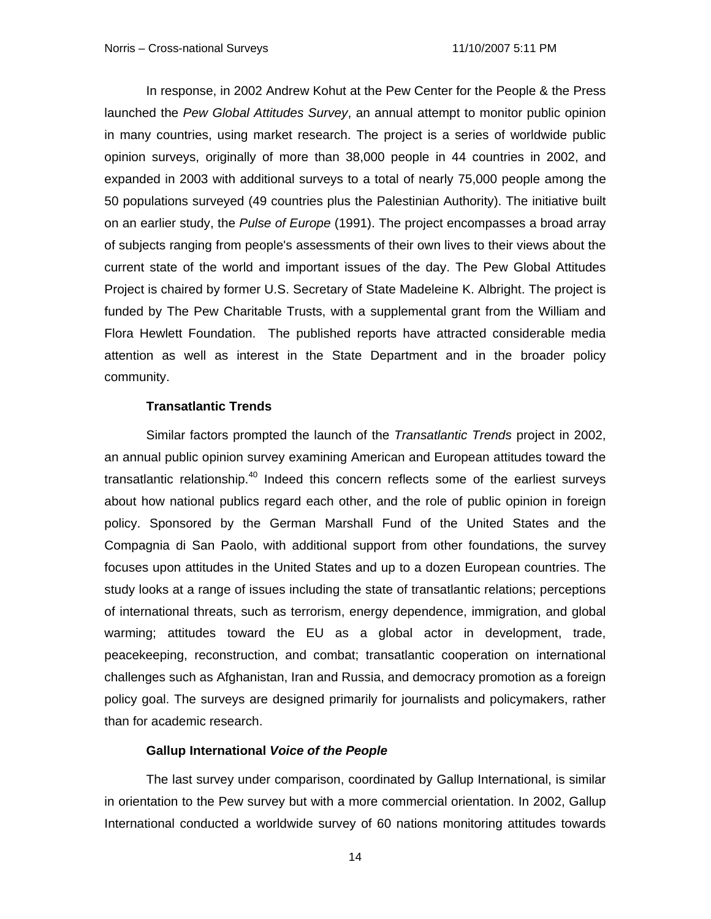In response, in 2002 Andrew Kohut at the Pew Center for the People & the Press launched the *Pew Global Attitudes Survey*, an annual attempt to monitor public opinion in many countries, using market research. The project is a series of worldwide public opinion surveys, originally of more than 38,000 people in 44 countries in 2002, and expanded in 2003 with additional surveys to a total of nearly 75,000 people among the 50 populations surveyed (49 countries plus the Palestinian Authority). The initiative built on an earlier study, the *Pulse of Europe* (1991). The project encompasses a broad array of subjects ranging from people's assessments of their own lives to their views about the current state of the world and important issues of the day. The Pew Global Attitudes Project is chaired by former U.S. Secretary of State Madeleine K. Albright. The project is funded by The Pew Charitable Trusts, with a supplemental grant from the William and Flora Hewlett Foundation. The published reports have attracted considerable media attention as well as interest in the State Department and in the broader policy community.

### Transatlantic Trends

Similar factors prompted the launch of the *Transatlantic Trends* project in 2002, an annual public opinion survey examining American and European attitudes toward the transatlantic relationship.[40] Indeed this concern reflects some of the earliest surveys about how national publics regard each other, and the role of public opinion in foreign policy. Sponsored by the German Marshall Fund of the United States and the Compagnia di San Paolo, with additional support from other foundations, the survey focuses upon attitudes in the United States and up to a dozen European countries. The study looks at a range of issues including the state of transatlantic relations; perceptions of international threats, such as terrorism, energy dependence, immigration, and global warming; attitudes toward the EU as a global actor in development, trade, peacekeeping, reconstruction, and combat; transatlantic cooperation on international challenges such as Afghanistan, Iran and Russia, and democracy promotion as a foreign policy goal. The surveys are designed primarily for journalists and policymakers, rather than for academic research.

### Gallup International *Voice of the People*

The last survey under comparison, coordinated by Gallup International, is similar in orientation to the Pew survey but with a more commercial orientation. In 2002, Gallup International conducted a worldwide survey of 60 nations monitoring attitudes towards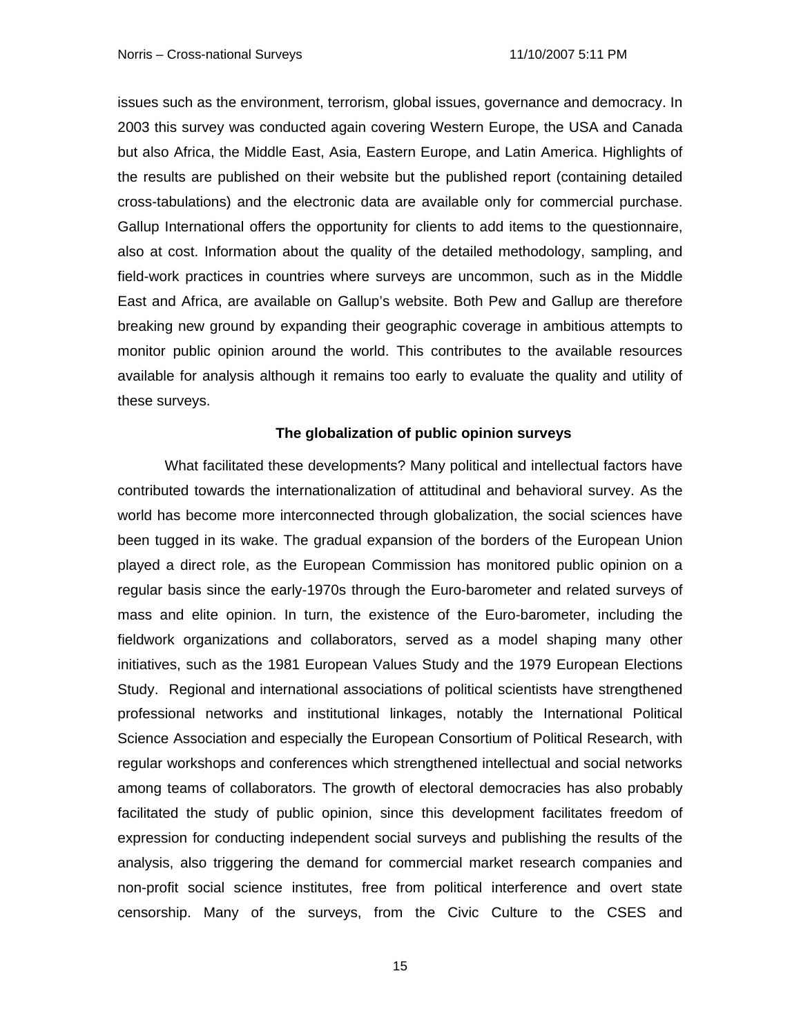issues such as the environment, terrorism, global issues, governance and democracy. In 2003 this survey was conducted again covering Western Europe, the USA and Canada but also Africa, the Middle East, Asia, Eastern Europe, and Latin America. Highlights of the results are published on their website but the published report (containing detailed cross-tabulations) and the electronic data are available only for commercial purchase. Gallup International offers the opportunity for clients to add items to the questionnaire, also at cost. Information about the quality of the detailed methodology, sampling, and field-work practices in countries where surveys are uncommon, such as in the Middle East and Africa, are available on Gallup's website. Both Pew and Gallup are therefore breaking new ground by expanding their geographic coverage in ambitious attempts to monitor public opinion around the world. This contributes to the available resources available for analysis although it remains too early to evaluate the quality and utility of these surveys.

## The globalization of public opinion surveys

What facilitated these developments? Many political and intellectual factors have contributed towards the internationalization of attitudinal and behavioral survey. As the world has become more interconnected through globalization, the social sciences have been tugged in its wake. The gradual expansion of the borders of the European Union played a direct role, as the European Commission has monitored public opinion on a regular basis since the early-1970s through the Euro-barometer and related surveys of mass and elite opinion. In turn, the existence of the Euro-barometer, including the fieldwork organizations and collaborators, served as a model shaping many other initiatives, such as the 1981 European Values Study and the 1979 European Elections Study. Regional and international associations of political scientists have strengthened professional networks and institutional linkages, notably the International Political Science Association and especially the European Consortium of Political Research, with regular workshops and conferences which strengthened intellectual and social networks among teams of collaborators. The growth of electoral democracies has also probably facilitated the study of public opinion, since this development facilitates freedom of expression for conducting independent social surveys and publishing the results of the analysis, also triggering the demand for commercial market research companies and non-profit social science institutes, free from political interference and overt state censorship. Many of the surveys, from the Civic Culture to the CSES and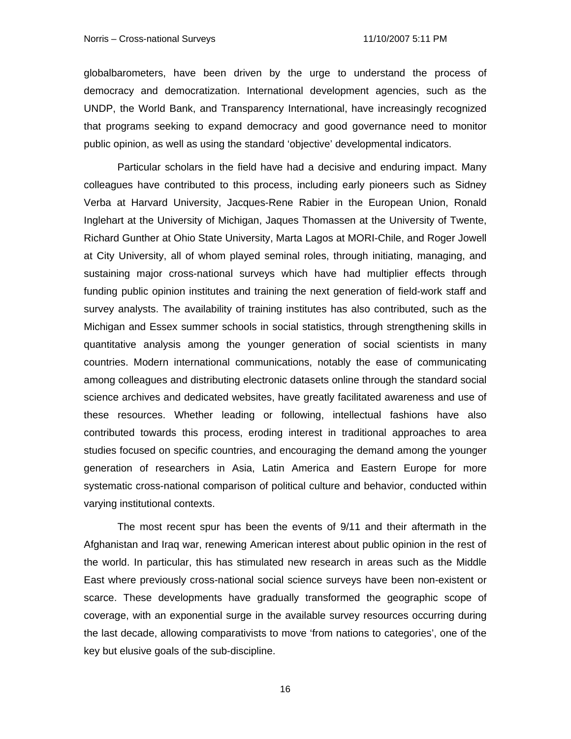globalbarometers, have been driven by the urge to understand the process of democracy and democratization. International development agencies, such as the UNDP, the World Bank, and Transparency International, have increasingly recognized that programs seeking to expand democracy and good governance need to monitor public opinion, as well as using the standard 'objective' developmental indicators.

Particular scholars in the field have had a decisive and enduring impact. Many colleagues have contributed to this process, including early pioneers such as Sidney Verba at Harvard University, Jacques-Rene Rabier in the European Union, Ronald Inglehart at the University of Michigan, Jaques Thomassen at the University of Twente, Richard Gunther at Ohio State University, Marta Lagos at MORI-Chile, and Roger Jowell at City University, all of whom played seminal roles, through initiating, managing, and sustaining major cross-national surveys which have had multiplier effects through funding public opinion institutes and training the next generation of field-work staff and survey analysts. The availability of training institutes has also contributed, such as the Michigan and Essex summer schools in social statistics, through strengthening skills in quantitative analysis among the younger generation of social scientists in many countries. Modern international communications, notably the ease of communicating among colleagues and distributing electronic datasets online through the standard social science archives and dedicated websites, have greatly facilitated awareness and use of these resources. Whether leading or following, intellectual fashions have also contributed towards this process, eroding interest in traditional approaches to area studies focused on specific countries, and encouraging the demand among the younger generation of researchers in Asia, Latin America and Eastern Europe for more systematic cross-national comparison of political culture and behavior, conducted within varying institutional contexts.

The most recent spur has been the events of 9/11 and their aftermath in the Afghanistan and Iraq war, renewing American interest about public opinion in the rest of the world. In particular, this has stimulated new research in areas such as the Middle East where previously cross-national social science surveys have been non-existent or scarce. These developments have gradually transformed the geographic scope of coverage, with an exponential surge in the available survey resources occurring during the last decade, allowing comparativists to move 'from nations to categories', one of the key but elusive goals of the sub-discipline.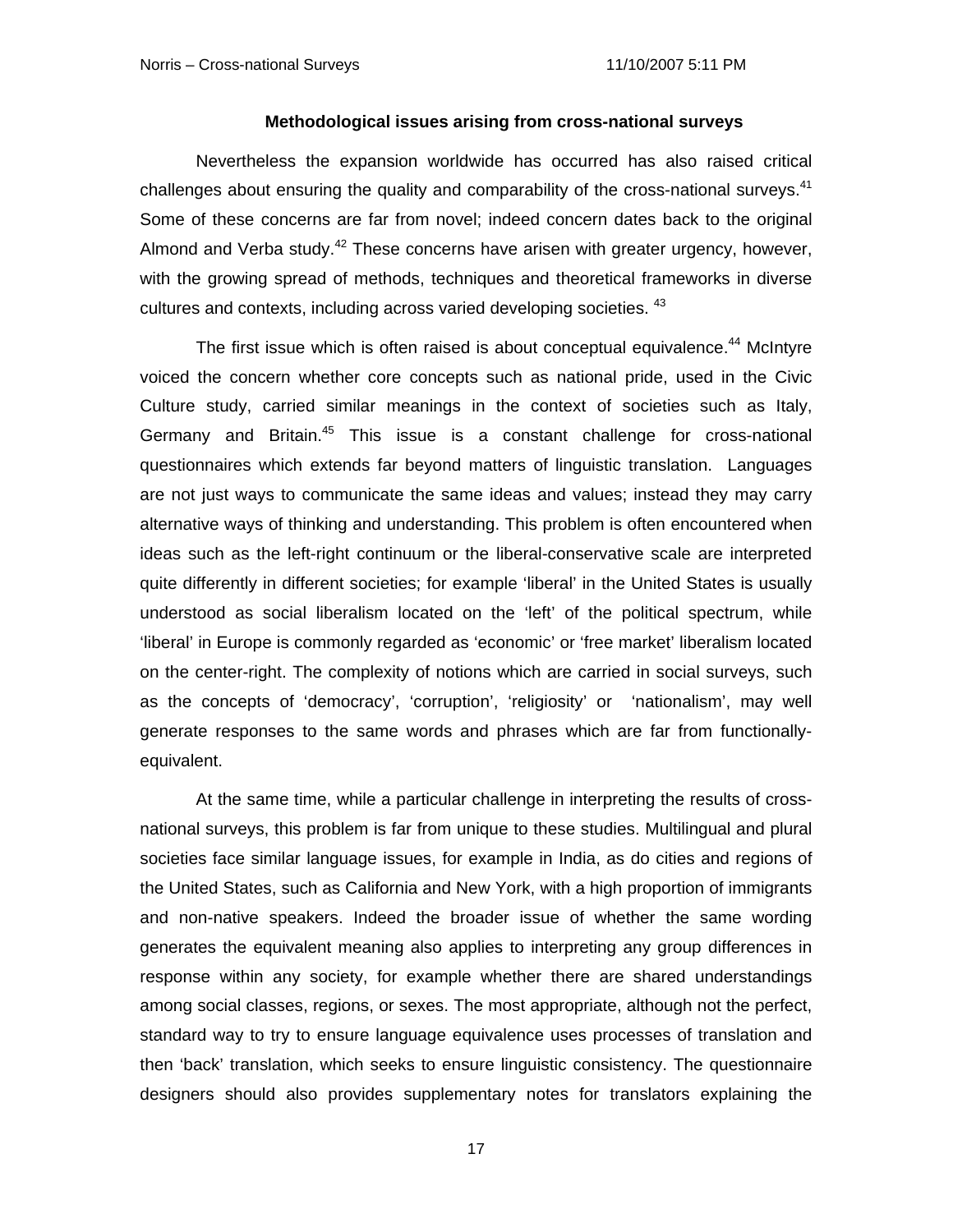### Methodological issues arising from cross-national surveys

Nevertheless the expansion worldwide has occurred has also raised critical challenges about ensuring the quality and comparability of the cross-national surveys.[41] Some of these concerns are far from novel; indeed concern dates back to the original Almond and Verba study.[42] These concerns have arisen with greater urgency, however, with the growing spread of methods, techniques and theoretical frameworks in diverse cultures and contexts, including across varied developing societies. [43]

The first issue which is often raised is about conceptual equivalence.[44] McIntyre voiced the concern whether core concepts such as national pride, used in the Civic Culture study, carried similar meanings in the context of societies such as Italy, Germany and Britain.[45] This issue is a constant challenge for cross-national questionnaires which extends far beyond matters of linguistic translation. Languages are not just ways to communicate the same ideas and values; instead they may carry alternative ways of thinking and understanding. This problem is often encountered when ideas such as the left-right continuum or the liberal-conservative scale are interpreted quite differently in different societies; for example 'liberal' in the United States is usually understood as social liberalism located on the 'left' of the political spectrum, while 'liberal' in Europe is commonly regarded as 'economic' or 'free market' liberalism located on the center-right. The complexity of notions which are carried in social surveys, such as the concepts of 'democracy', 'corruption', 'religiosity' or 'nationalism', may well generate responses to the same words and phrases which are far from functionally-equivalent.

At the same time, while a particular challenge in interpreting the results of cross-national surveys, this problem is far from unique to these studies. Multilingual and plural societies face similar language issues, for example in India, as do cities and regions of the United States, such as California and New York, with a high proportion of immigrants and non-native speakers. Indeed the broader issue of whether the same wording generates the equivalent meaning also applies to interpreting any group differences in response within any society, for example whether there are shared understandings among social classes, regions, or sexes. The most appropriate, although not the perfect, standard way to try to ensure language equivalence uses processes of translation and then 'back' translation, which seeks to ensure linguistic consistency. The questionnaire designers should also provides supplementary notes for translators explaining the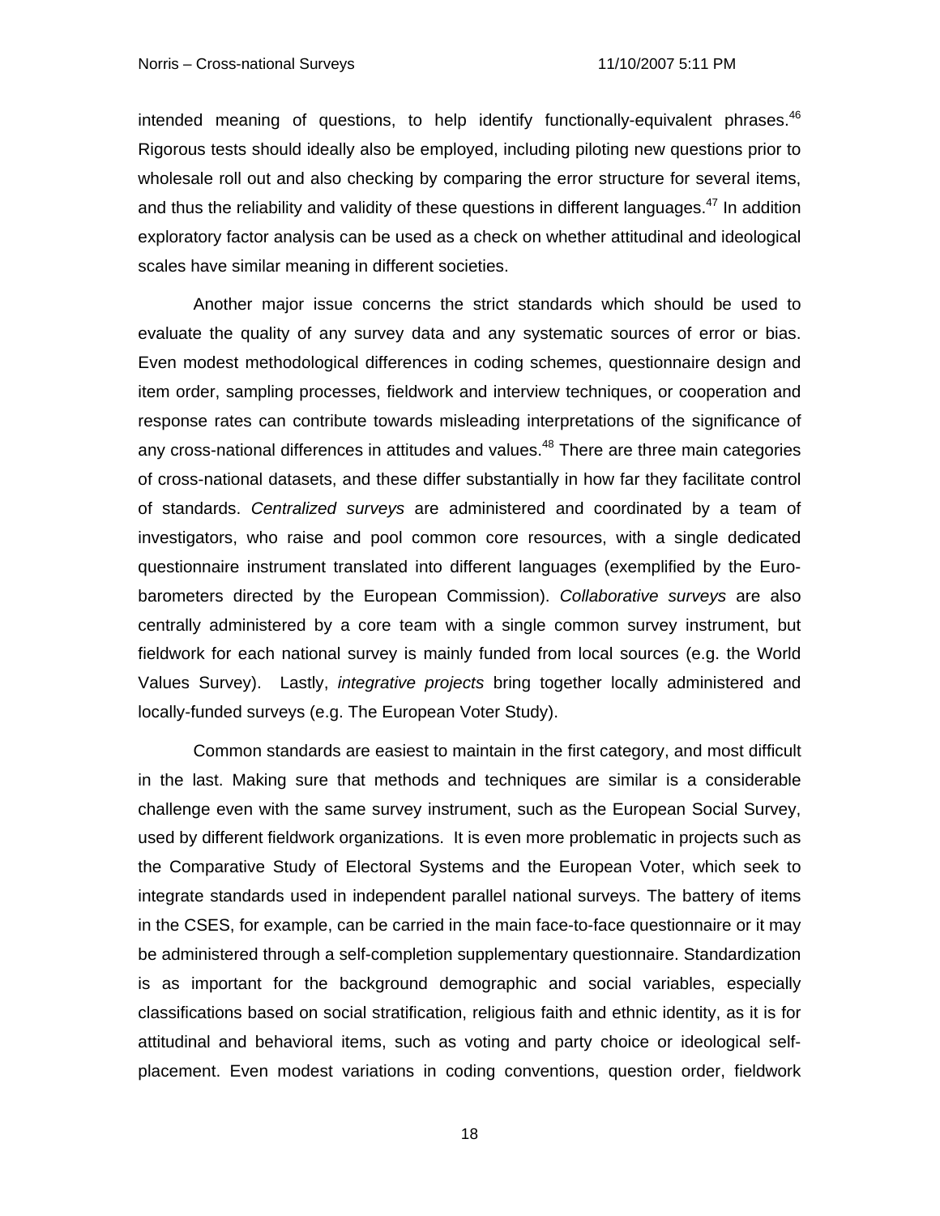intended meaning of questions, to help identify functionally-equivalent phrases.[46] Rigorous tests should ideally also be employed, including piloting new questions prior to wholesale roll out and also checking by comparing the error structure for several items, and thus the reliability and validity of these questions in different languages.[47] In addition exploratory factor analysis can be used as a check on whether attitudinal and ideological scales have similar meaning in different societies.

Another major issue concerns the strict standards which should be used to evaluate the quality of any survey data and any systematic sources of error or bias. Even modest methodological differences in coding schemes, questionnaire design and item order, sampling processes, fieldwork and interview techniques, or cooperation and response rates can contribute towards misleading interpretations of the significance of any cross-national differences in attitudes and values.[48] There are three main categories of cross-national datasets, and these differ substantially in how far they facilitate control of standards. *Centralized surveys* are administered and coordinated by a team of investigators, who raise and pool common core resources, with a single dedicated questionnaire instrument translated into different languages (exemplified by the Euro-barometers directed by the European Commission). *Collaborative surveys* are also centrally administered by a core team with a single common survey instrument, but fieldwork for each national survey is mainly funded from local sources (e.g. the World Values Survey). Lastly, *integrative projects* bring together locally administered and locally-funded surveys (e.g. The European Voter Study).

Common standards are easiest to maintain in the first category, and most difficult in the last. Making sure that methods and techniques are similar is a considerable challenge even with the same survey instrument, such as the European Social Survey, used by different fieldwork organizations. It is even more problematic in projects such as the Comparative Study of Electoral Systems and the European Voter, which seek to integrate standards used in independent parallel national surveys. The battery of items in the CSES, for example, can be carried in the main face-to-face questionnaire or it may be administered through a self-completion supplementary questionnaire. Standardization is as important for the background demographic and social variables, especially classifications based on social stratification, religious faith and ethnic identity, as it is for attitudinal and behavioral items, such as voting and party choice or ideological self-placement. Even modest variations in coding conventions, question order, fieldwork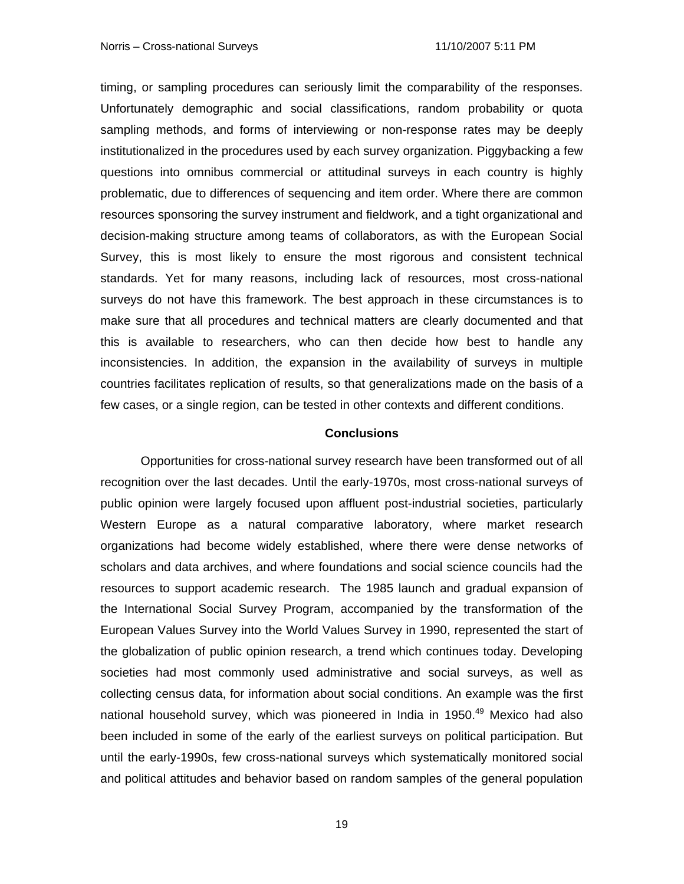timing, or sampling procedures can seriously limit the comparability of the responses. Unfortunately demographic and social classifications, random probability or quota sampling methods, and forms of interviewing or non-response rates may be deeply institutionalized in the procedures used by each survey organization. Piggybacking a few questions into omnibus commercial or attitudinal surveys in each country is highly problematic, due to differences of sequencing and item order. Where there are common resources sponsoring the survey instrument and fieldwork, and a tight organizational and decision-making structure among teams of collaborators, as with the European Social Survey, this is most likely to ensure the most rigorous and consistent technical standards. Yet for many reasons, including lack of resources, most cross-national surveys do not have this framework. The best approach in these circumstances is to make sure that all procedures and technical matters are clearly documented and that this is available to researchers, who can then decide how best to handle any inconsistencies. In addition, the expansion in the availability of surveys in multiple countries facilitates replication of results, so that generalizations made on the basis of a few cases, or a single region, can be tested in other contexts and different conditions.

## Conclusions

Opportunities for cross-national survey research have been transformed out of all recognition over the last decades. Until the early-1970s, most cross-national surveys of public opinion were largely focused upon affluent post-industrial societies, particularly Western Europe as a natural comparative laboratory, where market research organizations had become widely established, where there were dense networks of scholars and data archives, and where foundations and social science councils had the resources to support academic research. The 1985 launch and gradual expansion of the International Social Survey Program, accompanied by the transformation of the European Values Survey into the World Values Survey in 1990, represented the start of the globalization of public opinion research, a trend which continues today. Developing societies had most commonly used administrative and social surveys, as well as collecting census data, for information about social conditions. An example was the first national household survey, which was pioneered in India in 1950.[49] Mexico had also been included in some of the early of the earliest surveys on political participation. But until the early-1990s, few cross-national surveys which systematically monitored social and political attitudes and behavior based on random samples of the general population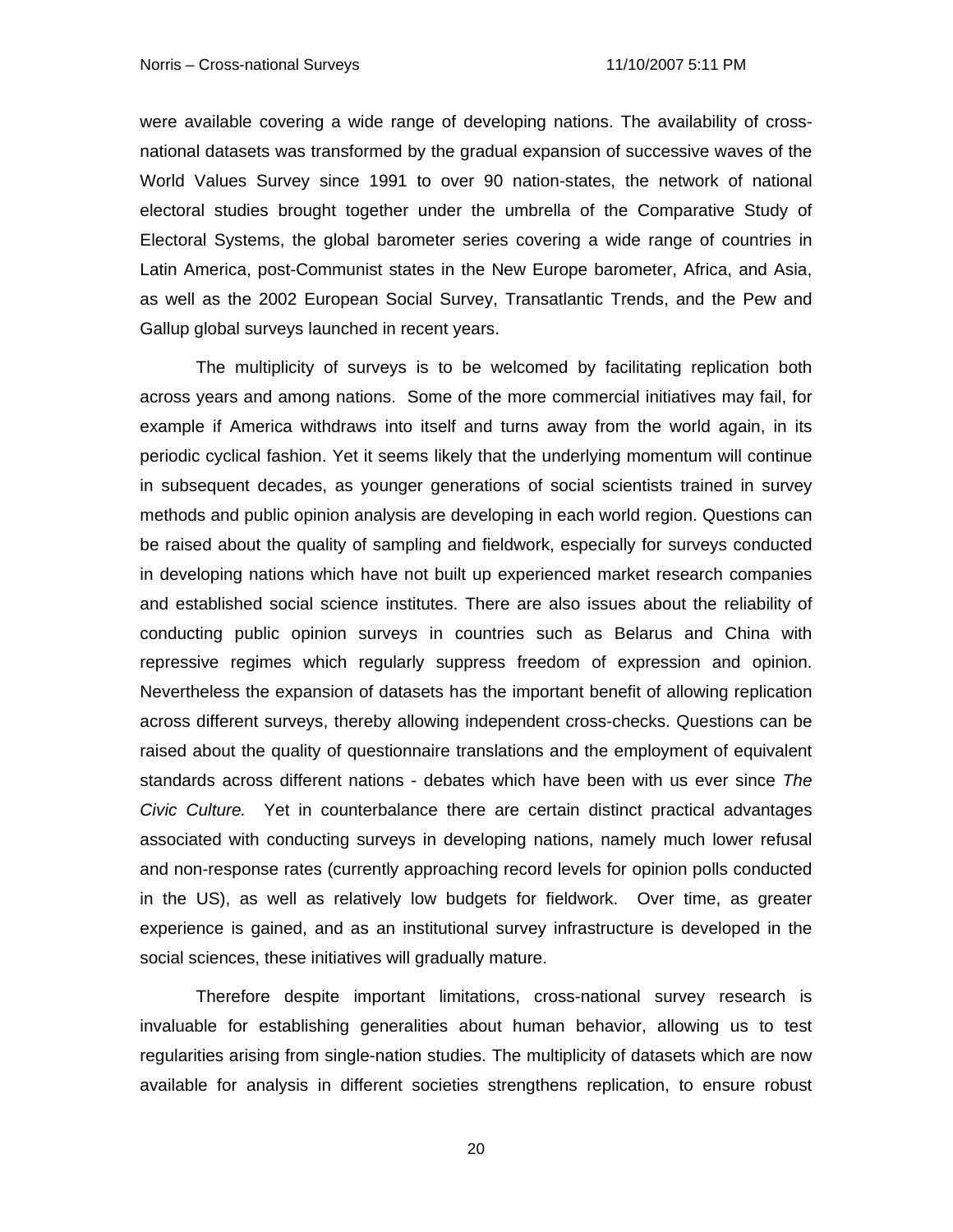were available covering a wide range of developing nations. The availability of cross-national datasets was transformed by the gradual expansion of successive waves of the World Values Survey since 1991 to over 90 nation-states, the network of national electoral studies brought together under the umbrella of the Comparative Study of Electoral Systems, the global barometer series covering a wide range of countries in Latin America, post-Communist states in the New Europe barometer, Africa, and Asia, as well as the 2002 European Social Survey, Transatlantic Trends, and the Pew and Gallup global surveys launched in recent years.

The multiplicity of surveys is to be welcomed by facilitating replication both across years and among nations. Some of the more commercial initiatives may fail, for example if America withdraws into itself and turns away from the world again, in its periodic cyclical fashion. Yet it seems likely that the underlying momentum will continue in subsequent decades, as younger generations of social scientists trained in survey methods and public opinion analysis are developing in each world region. Questions can be raised about the quality of sampling and fieldwork, especially for surveys conducted in developing nations which have not built up experienced market research companies and established social science institutes. There are also issues about the reliability of conducting public opinion surveys in countries such as Belarus and China with repressive regimes which regularly suppress freedom of expression and opinion. Nevertheless the expansion of datasets has the important benefit of allowing replication across different surveys, thereby allowing independent cross-checks. Questions can be raised about the quality of questionnaire translations and the employment of equivalent standards across different nations - debates which have been with us ever since *The Civic Culture.* Yet in counterbalance there are certain distinct practical advantages associated with conducting surveys in developing nations, namely much lower refusal and non-response rates (currently approaching record levels for opinion polls conducted in the US), as well as relatively low budgets for fieldwork. Over time, as greater experience is gained, and as an institutional survey infrastructure is developed in the social sciences, these initiatives will gradually mature.

Therefore despite important limitations, cross-national survey research is invaluable for establishing generalities about human behavior, allowing us to test regularities arising from single-nation studies. The multiplicity of datasets which are now available for analysis in different societies strengthens replication, to ensure robust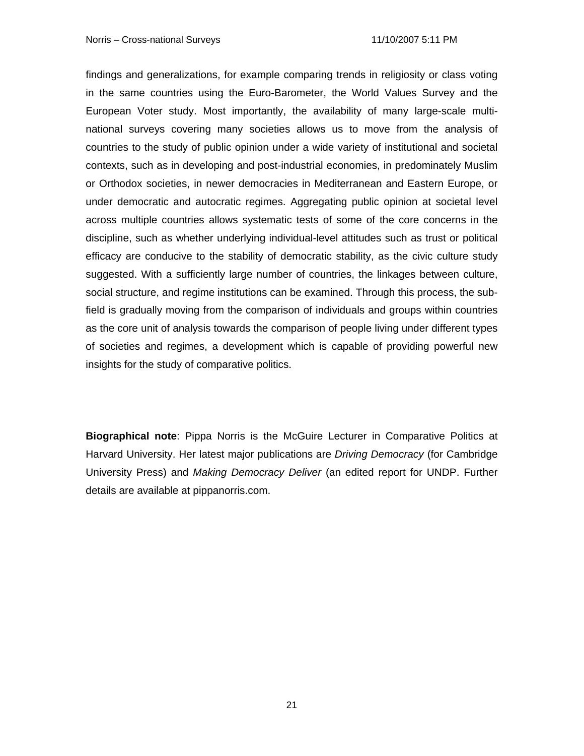findings and generalizations, for example comparing trends in religiosity or class voting in the same countries using the Euro-Barometer, the World Values Survey and the European Voter study. Most importantly, the availability of many large-scale multi-national surveys covering many societies allows us to move from the analysis of countries to the study of public opinion under a wide variety of institutional and societal contexts, such as in developing and post-industrial economies, in predominately Muslim or Orthodox societies, in newer democracies in Mediterranean and Eastern Europe, or under democratic and autocratic regimes. Aggregating public opinion at societal level across multiple countries allows systematic tests of some of the core concerns in the discipline, such as whether underlying individual-level attitudes such as trust or political efficacy are conducive to the stability of democratic stability, as the civic culture study suggested. With a sufficiently large number of countries, the linkages between culture, social structure, and regime institutions can be examined. Through this process, the sub-field is gradually moving from the comparison of individuals and groups within countries as the core unit of analysis towards the comparison of people living under different types of societies and regimes, a development which is capable of providing powerful new insights for the study of comparative politics.

**Biographical note**: Pippa Norris is the McGuire Lecturer in Comparative Politics at Harvard University. Her latest major publications are *Driving Democracy* (for Cambridge University Press) and *Making Democracy Deliver* (an edited report for UNDP. Further details are available at pippanorris.com.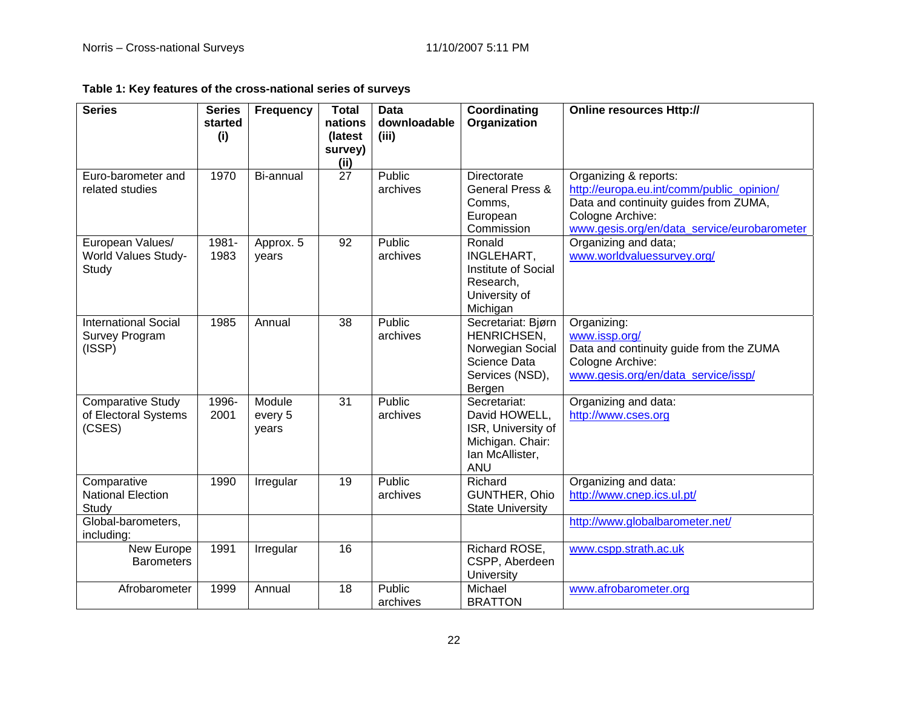**Table 1: Key features of the cross-national series of surveys**

| Series | Series started (i) | Frequency | Total nations (latest survey) (ii) | Data downloadable (iii) | Coordinating Organization | Online resources Http:// |
|---|---|---|---|---|---|---|
| Euro-barometer and related studies | 1970 | Bi-annual | 27 | Public archives | Directorate General Press & Comms, European Commission | Organizing & reports: http://europa.eu.int/comm/public_opinion/ Data and continuity guides from ZUMA, Cologne Archive: www.gesis.org/en/data_service/eurobarometer |
| European Values/ World Values Study-Study | 1981-1983 | Approx. 5 years | 92 | Public archives | Ronald INGLEHART, Institute of Social Research, University of Michigan | Organizing and data; www.worldvaluessurvey.org/ |
| International Social Survey Program (ISSP) | 1985 | Annual | 38 | Public archives | Secretariat: Bjørn HENRICHSEN, Norwegian Social Science Data Services (NSD), Bergen | Organizing: www.issp.org/ Data and continuity guide from the ZUMA Cologne Archive: www.gesis.org/en/data_service/issp/ |
| Comparative Study of Electoral Systems (CSES) | 1996-2001 | Module every 5 years | 31 | Public archives | Secretariat: David HOWELL, ISR, University of Michigan. Chair: Ian McAllister, ANU | Organizing and data: http://www.cses.org |
| Comparative National Election Study | 1990 | Irregular | 19 | Public archives | Richard GUNTHER, Ohio State University | Organizing and data: http://www.cnep.ics.ul.pt/ |
| Global-barometers, including: | | | | | | http://www.globalbarometer.net/ |
| New Europe Barometers | 1991 | Irregular | 16 | | Richard ROSE, CSPP, Aberdeen University | www.cspp.strath.ac.uk |
| Afrobarometer | 1999 | Annual | 18 | Public archives | Michael BRATTON | www.afrobarometer.org |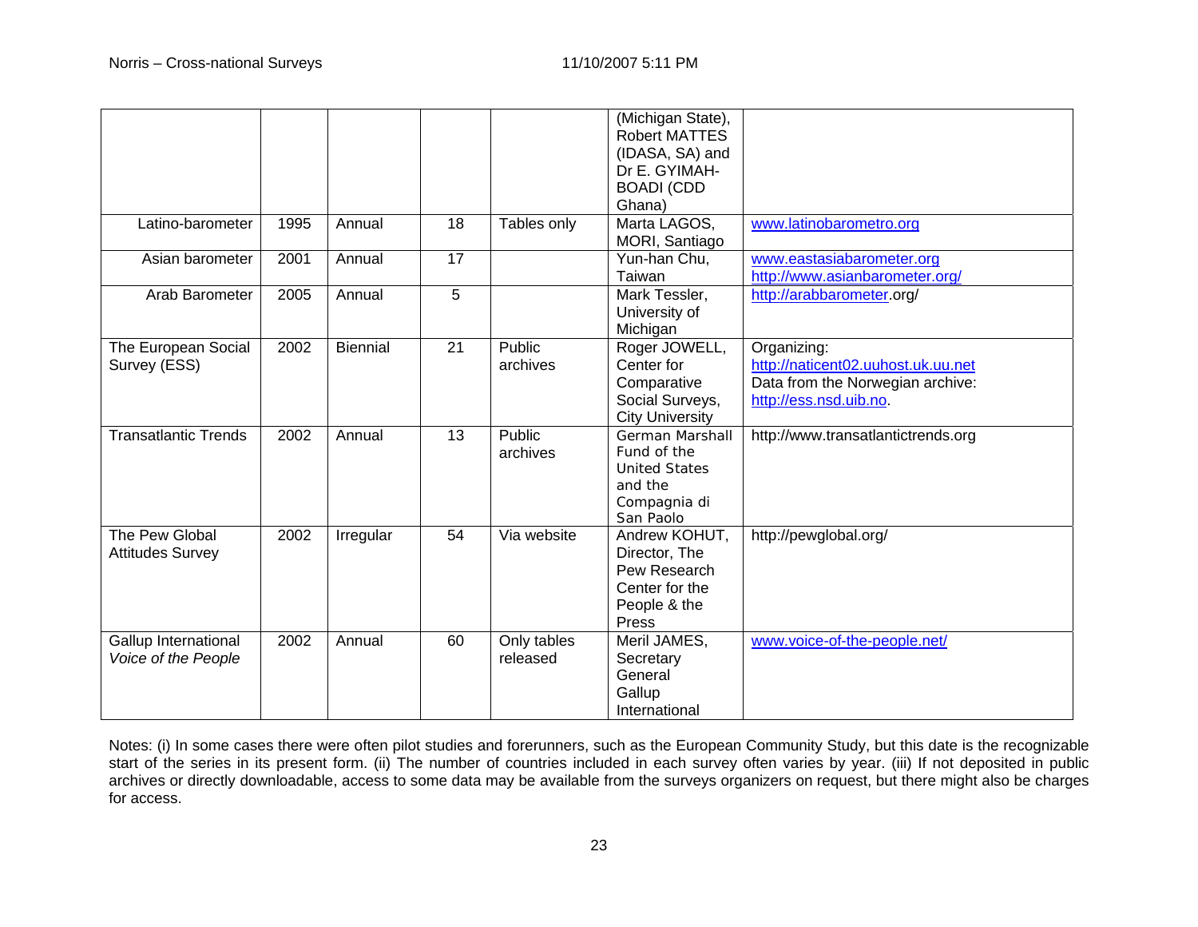| | | | | | | |
|---|---|---|---|---|---|---|
| | | | | | (Michigan State), Robert MATTES (IDASA, SA) and Dr E. GYIMAH-BOADI (CDD Ghana) | |
| Latino-barometer | 1995 | Annual | 18 | Tables only | Marta LAGOS, MORI, Santiago | www.latinobarometro.org |
| Asian barometer | 2001 | Annual | 17 | | Yun-han Chu, Taiwan | www.eastasiabarometer.org http://www.asianbarometer.org/ |
| Arab Barometer | 2005 | Annual | 5 | | Mark Tessler, University of Michigan | http://arabbarometer.org/ |
| The European Social Survey (ESS) | 2002 | Biennial | 21 | Public archives | Roger JOWELL, Center for Comparative Social Surveys, City University | Organizing: http://naticent02.uuhost.uk.uu.net Data from the Norwegian archive: http://ess.nsd.uib.no. |
| Transatlantic Trends | 2002 | Annual | 13 | Public archives | German Marshall Fund of the United States and the Compagnia di San Paolo | http://www.transatlantictrends.org |
| The Pew Global Attitudes Survey | 2002 | Irregular | 54 | Via website | Andrew KOHUT, Director, The Pew Research Center for the People & the Press | http://pewglobal.org/ |
| Gallup International *Voice of the People* | 2002 | Annual | 60 | Only tables released | Meril JAMES, Secretary General Gallup International | www.voice-of-the-people.net/ |

Notes: (i) In some cases there were often pilot studies and forerunners, such as the European Community Study, but this date is the recognizable start of the series in its present form. (ii) The number of countries included in each survey often varies by year. (iii) If not deposited in public archives or directly downloadable, access to some data may be available from the surveys organizers on request, but there might also be charges for access.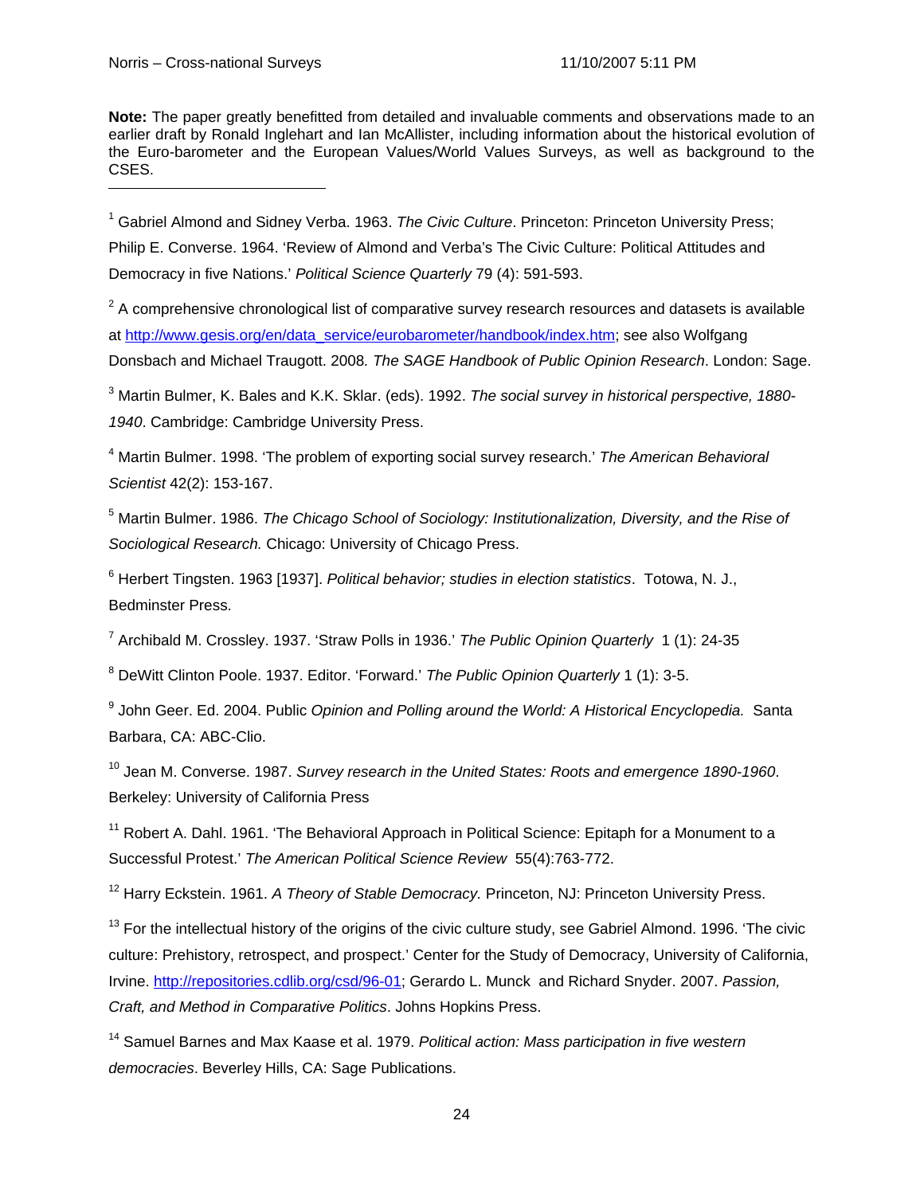**Note:** The paper greatly benefitted from detailed and invaluable comments and observations made to an earlier draft by Ronald Inglehart and Ian McAllister, including information about the historical evolution of the Euro-barometer and the European Values/World Values Surveys, as well as background to the CSES.

---

[1] Gabriel Almond and Sidney Verba. 1963. *The Civic Culture*. Princeton: Princeton University Press; Philip E. Converse. 1964. 'Review of Almond and Verba's The Civic Culture: Political Attitudes and Democracy in five Nations.' *Political Science Quarterly* 79 (4): 591-593.

[2] A comprehensive chronological list of comparative survey research resources and datasets is available at http://www.gesis.org/en/data_service/eurobarometer/handbook/index.htm; see also Wolfgang Donsbach and Michael Traugott. 2008. *The SAGE Handbook of Public Opinion Research*. London: Sage.

[3] Martin Bulmer, K. Bales and K.K. Sklar. (eds). 1992. *The social survey in historical perspective, 1880-1940*. Cambridge: Cambridge University Press.

[4] Martin Bulmer. 1998. 'The problem of exporting social survey research.' *The American Behavioral Scientist* 42(2): 153-167.

[5] Martin Bulmer. 1986. *The Chicago School of Sociology: Institutionalization, Diversity, and the Rise of Sociological Research.* Chicago: University of Chicago Press.

[6] Herbert Tingsten. 1963 [1937]. *Political behavior; studies in election statistics*. Totowa, N. J., Bedminster Press.

[7] Archibald M. Crossley. 1937. 'Straw Polls in 1936.' *The Public Opinion Quarterly* 1 (1): 24-35

[8] DeWitt Clinton Poole. 1937. Editor. 'Forward.' *The Public Opinion Quarterly* 1 (1): 3-5.

[9] John Geer. Ed. 2004. Public *Opinion and Polling around the World: A Historical Encyclopedia.* Santa Barbara, CA: ABC-Clio.

[10] Jean M. Converse. 1987. *Survey research in the United States: Roots and emergence 1890-1960*. Berkeley: University of California Press

[11] Robert A. Dahl. 1961. 'The Behavioral Approach in Political Science: Epitaph for a Monument to a Successful Protest.' *The American Political Science Review* 55(4):763-772.

[12] Harry Eckstein. 1961. *A Theory of Stable Democracy.* Princeton, NJ: Princeton University Press.

[13] For the intellectual history of the origins of the civic culture study, see Gabriel Almond. 1996. 'The civic culture: Prehistory, retrospect, and prospect.' Center for the Study of Democracy, University of California, Irvine. http://repositories.cdlib.org/csd/96-01; Gerardo L. Munck and Richard Snyder. 2007. *Passion, Craft, and Method in Comparative Politics*. Johns Hopkins Press.

[14] Samuel Barnes and Max Kaase et al. 1979. *Political action: Mass participation in five western democracies*. Beverley Hills, CA: Sage Publications.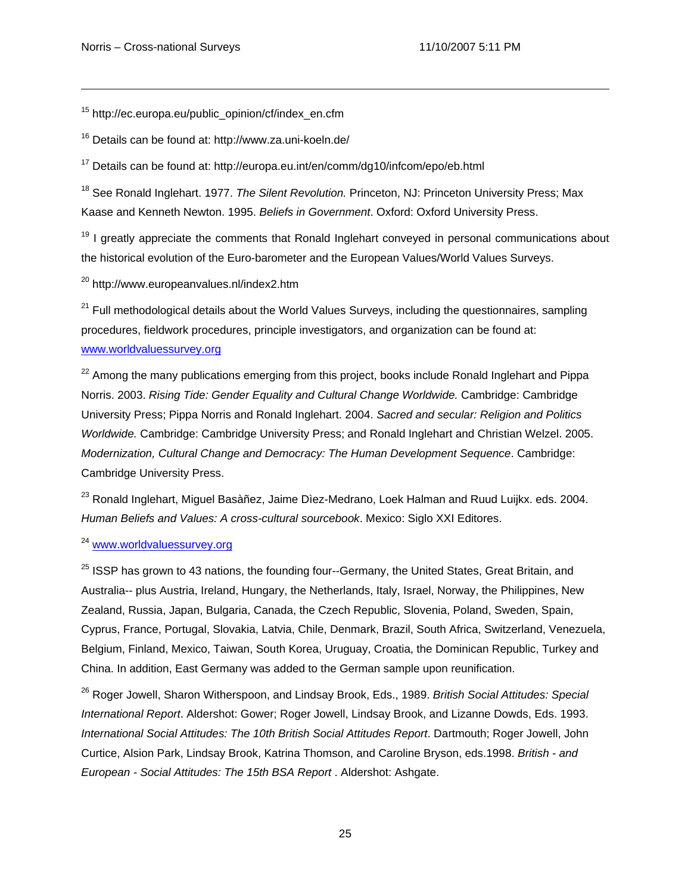[15] http://ec.europa.eu/public_opinion/cf/index_en.cfm

[16] Details can be found at: http://www.za.uni-koeln.de/

[17] Details can be found at: http://europa.eu.int/en/comm/dg10/infcom/epo/eb.html

[18] See Ronald Inglehart. 1977. *The Silent Revolution.* Princeton, NJ: Princeton University Press; Max Kaase and Kenneth Newton. 1995. *Beliefs in Government*. Oxford: Oxford University Press.

[19] I greatly appreciate the comments that Ronald Inglehart conveyed in personal communications about the historical evolution of the Euro-barometer and the European Values/World Values Surveys.

[20] http://www.europeanvalues.nl/index2.htm

[21] Full methodological details about the World Values Surveys, including the questionnaires, sampling procedures, fieldwork procedures, principle investigators, and organization can be found at: www.worldvaluessurvey.org

[22] Among the many publications emerging from this project, books include Ronald Inglehart and Pippa Norris. 2003. *Rising Tide: Gender Equality and Cultural Change Worldwide.* Cambridge: Cambridge University Press; Pippa Norris and Ronald Inglehart. 2004. *Sacred and secular: Religion and Politics Worldwide.* Cambridge: Cambridge University Press; and Ronald Inglehart and Christian Welzel. 2005. *Modernization, Cultural Change and Democracy: The Human Development Sequence*. Cambridge: Cambridge University Press.

[23] Ronald Inglehart, Miguel Basàñez, Jaime Dìez-Medrano, Loek Halman and Ruud Luijkx. eds. 2004. *Human Beliefs and Values: A cross-cultural sourcebook*. Mexico: Siglo XXI Editores.

[24] www.worldvaluessurvey.org

[25] ISSP has grown to 43 nations, the founding four--Germany, the United States, Great Britain, and Australia-- plus Austria, Ireland, Hungary, the Netherlands, Italy, Israel, Norway, the Philippines, New Zealand, Russia, Japan, Bulgaria, Canada, the Czech Republic, Slovenia, Poland, Sweden, Spain, Cyprus, France, Portugal, Slovakia, Latvia, Chile, Denmark, Brazil, South Africa, Switzerland, Venezuela, Belgium, Finland, Mexico, Taiwan, South Korea, Uruguay, Croatia, the Dominican Republic, Turkey and China. In addition, East Germany was added to the German sample upon reunification.

[26] Roger Jowell, Sharon Witherspoon, and Lindsay Brook, Eds., 1989. *British Social Attitudes: Special International Report*. Aldershot: Gower; Roger Jowell, Lindsay Brook, and Lizanne Dowds, Eds. 1993. *International Social Attitudes: The 10th British Social Attitudes Report*. Dartmouth; Roger Jowell, John Curtice, Alsion Park, Lindsay Brook, Katrina Thomson, and Caroline Bryson, eds.1998. *British - and European - Social Attitudes: The 15th BSA Report* . Aldershot: Ashgate.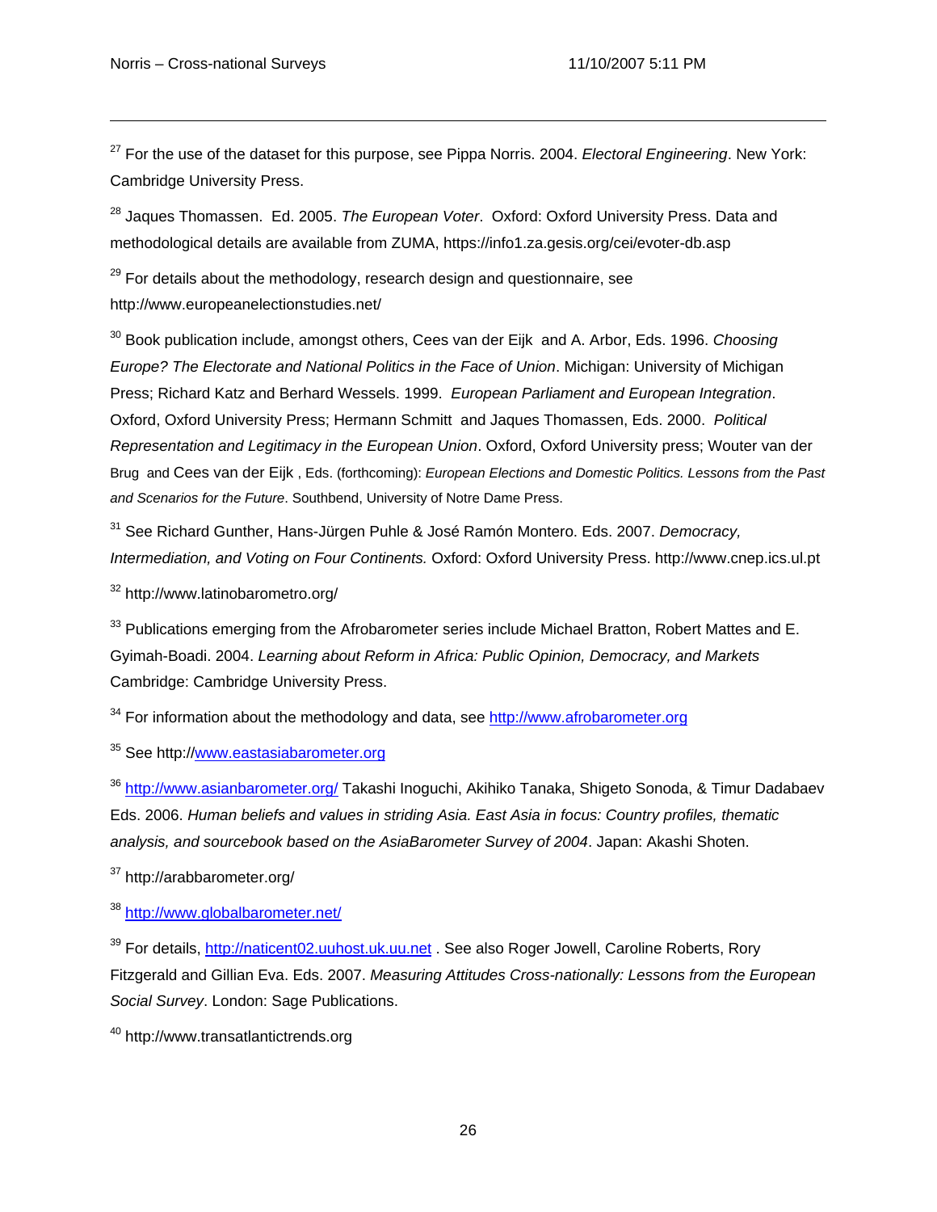[27] For the use of the dataset for this purpose, see Pippa Norris. 2004. *Electoral Engineering*. New York: Cambridge University Press.

[28] Jaques Thomassen. Ed. 2005. *The European Voter*. Oxford: Oxford University Press. Data and methodological details are available from ZUMA, https://info1.za.gesis.org/cei/evoter-db.asp

[29] For details about the methodology, research design and questionnaire, see http://www.europeanelectionstudies.net/

[30] Book publication include, amongst others, Cees van der Eijk and A. Arbor, Eds. 1996. *Choosing Europe? The Electorate and National Politics in the Face of Union*. Michigan: University of Michigan Press; Richard Katz and Berhard Wessels. 1999. *European Parliament and European Integration*. Oxford, Oxford University Press; Hermann Schmitt and Jaques Thomassen, Eds. 2000. *Political Representation and Legitimacy in the European Union*. Oxford, Oxford University press; Wouter van der Brug and Cees van der Eijk , Eds. (forthcoming): *European Elections and Domestic Politics. Lessons from the Past and Scenarios for the Future*. Southbend, University of Notre Dame Press.

[31] See Richard Gunther, Hans-Jürgen Puhle & José Ramón Montero. Eds. 2007. *Democracy, Intermediation, and Voting on Four Continents.* Oxford: Oxford University Press. http://www.cnep.ics.ul.pt

[32] http://www.latinobarometro.org/

[33] Publications emerging from the Afrobarometer series include Michael Bratton, Robert Mattes and E. Gyimah-Boadi. 2004. *Learning about Reform in Africa: Public Opinion, Democracy, and Markets* Cambridge: Cambridge University Press.

[34] For information about the methodology and data, see http://www.afrobarometer.org

[35] See http://www.eastasiabarometer.org

[36] http://www.asianbarometer.org/ Takashi Inoguchi, Akihiko Tanaka, Shigeto Sonoda, & Timur Dadabaev Eds. 2006. *Human beliefs and values in striding Asia. East Asia in focus: Country profiles, thematic analysis, and sourcebook based on the AsiaBarometer Survey of 2004*. Japan: Akashi Shoten.

[37] http://arabbarometer.org/

[38] http://www.globalbarometer.net/

[39] For details, http://naticent02.uuhost.uk.uu.net . See also Roger Jowell, Caroline Roberts, Rory Fitzgerald and Gillian Eva. Eds. 2007. *Measuring Attitudes Cross-nationally: Lessons from the European Social Survey*. London: Sage Publications.

[40] http://www.transatlantictrends.org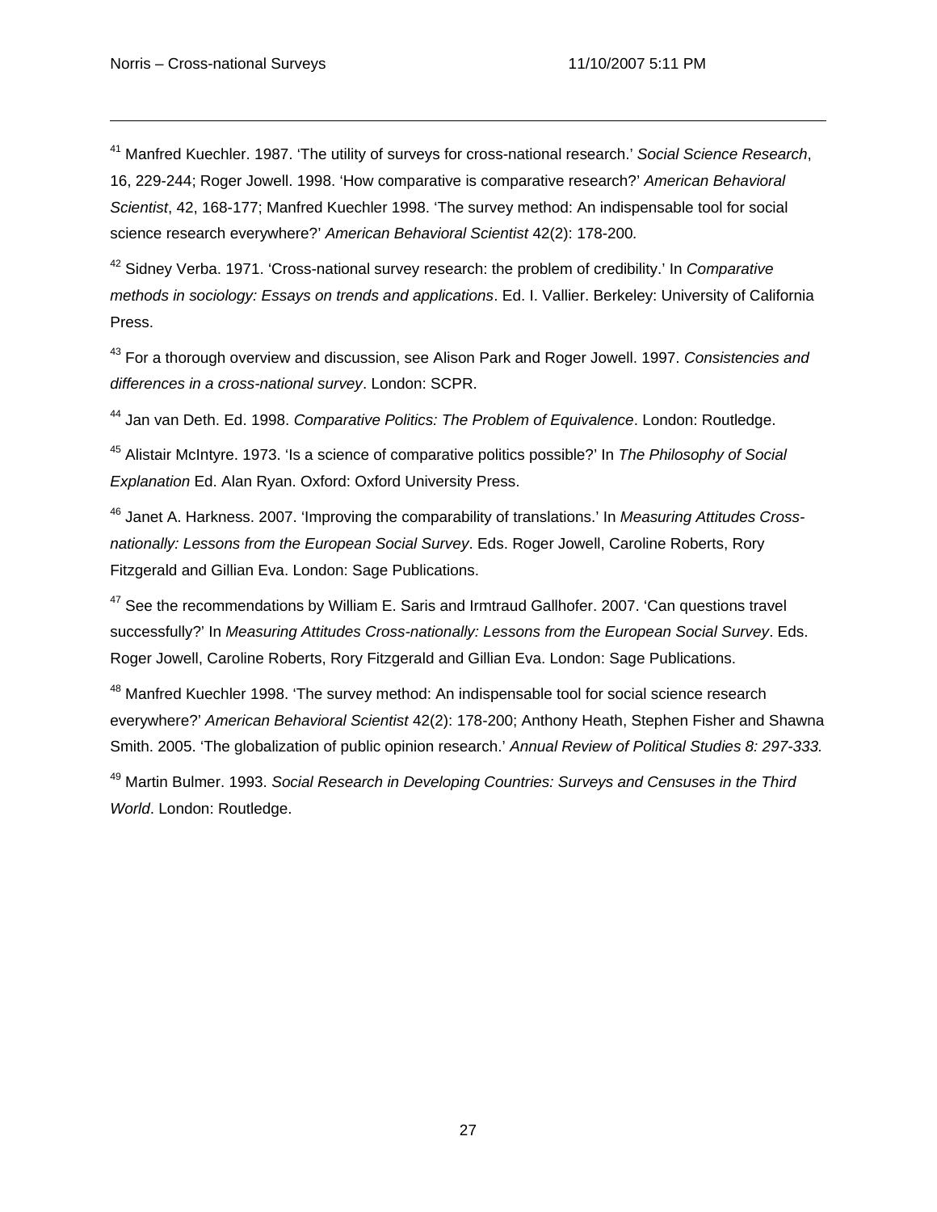[41] Manfred Kuechler. 1987. 'The utility of surveys for cross-national research.' *Social Science Research*, 16, 229-244; Roger Jowell. 1998. 'How comparative is comparative research?' *American Behavioral Scientist*, 42, 168-177; Manfred Kuechler 1998. 'The survey method: An indispensable tool for social science research everywhere?' *American Behavioral Scientist* 42(2): 178-200.

[42] Sidney Verba. 1971. 'Cross-national survey research: the problem of credibility.' In *Comparative methods in sociology: Essays on trends and applications*. Ed. I. Vallier. Berkeley: University of California Press.

[43] For a thorough overview and discussion, see Alison Park and Roger Jowell. 1997. *Consistencies and differences in a cross-national survey*. London: SCPR.

[44] Jan van Deth. Ed. 1998. *Comparative Politics: The Problem of Equivalence*. London: Routledge.

[45] Alistair McIntyre. 1973. 'Is a science of comparative politics possible?' In *The Philosophy of Social Explanation* Ed. Alan Ryan. Oxford: Oxford University Press.

[46] Janet A. Harkness. 2007. 'Improving the comparability of translations.' In *Measuring Attitudes Cross-nationally: Lessons from the European Social Survey*. Eds. Roger Jowell, Caroline Roberts, Rory Fitzgerald and Gillian Eva. London: Sage Publications.

[47] See the recommendations by William E. Saris and Irmtraud Gallhofer. 2007. 'Can questions travel successfully?' In *Measuring Attitudes Cross-nationally: Lessons from the European Social Survey*. Eds. Roger Jowell, Caroline Roberts, Rory Fitzgerald and Gillian Eva. London: Sage Publications.

[48] Manfred Kuechler 1998. 'The survey method: An indispensable tool for social science research everywhere?' *American Behavioral Scientist* 42(2): 178-200; Anthony Heath, Stephen Fisher and Shawna Smith. 2005. 'The globalization of public opinion research.' *Annual Review of Political Studies 8: 297-333.*

[49] Martin Bulmer. 1993. *Social Research in Developing Countries: Surveys and Censuses in the Third World*. London: Routledge.